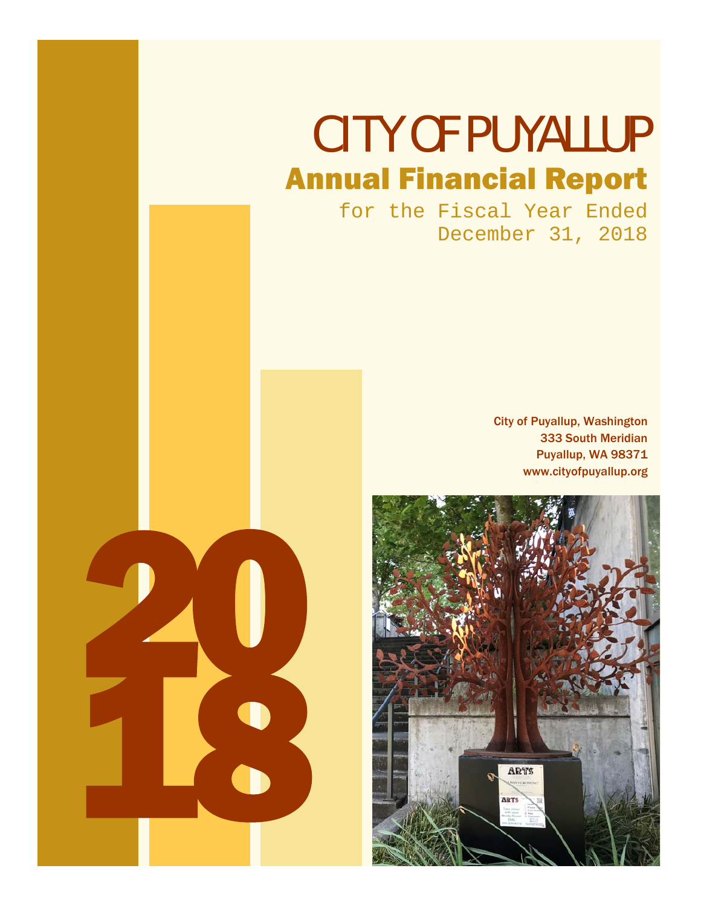# CITY OF PUYALLUP

## Annual Financial Report

for the Fiscal Year Ended
December 31, 2018

City of Puyallup, Washington
333 South Meridian
Puyallup, WA 98371
www.cityofpuyallup.org

2018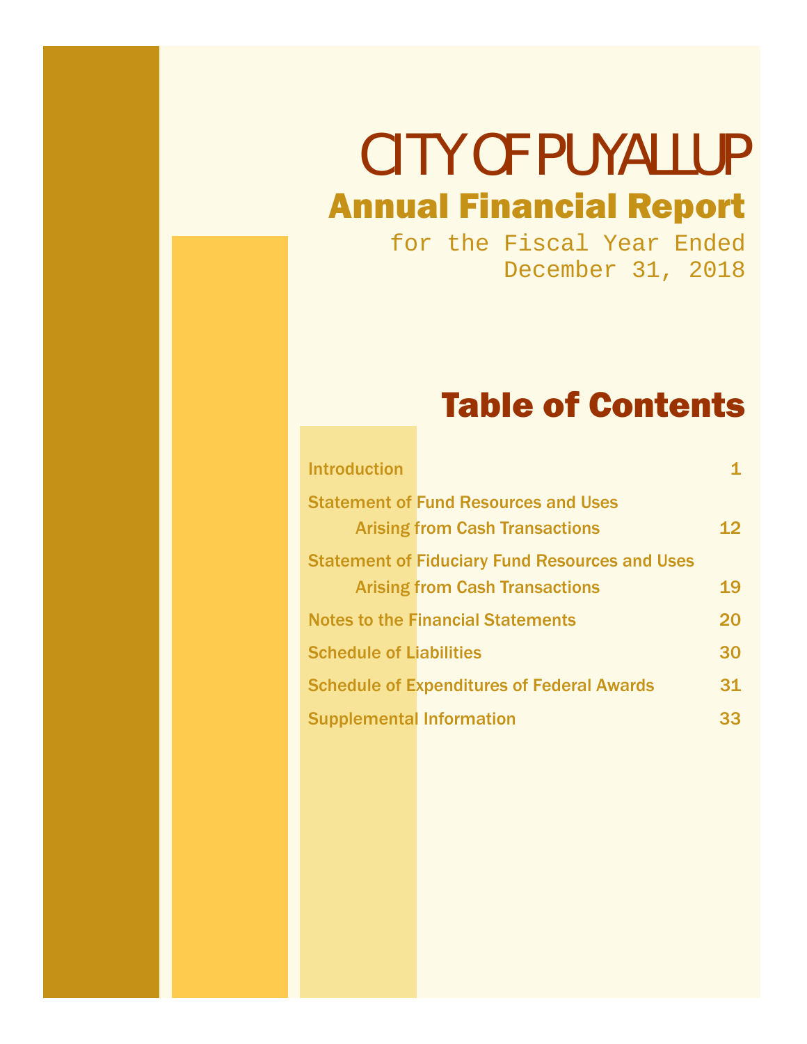# CITY OF PUYALLUP

## Annual Financial Report

for the Fiscal Year Ended
December 31, 2018

## Table of Contents

| | |
|---|---|
| Introduction | 1 |
| Statement of Fund Resources and Uses Arising from Cash Transactions | 12 |
| Statement of Fiduciary Fund Resources and Uses Arising from Cash Transactions | 19 |
| Notes to the Financial Statements | 20 |
| Schedule of Liabilities | 30 |
| Schedule of Expenditures of Federal Awards | 31 |
| Supplemental Information | 33 |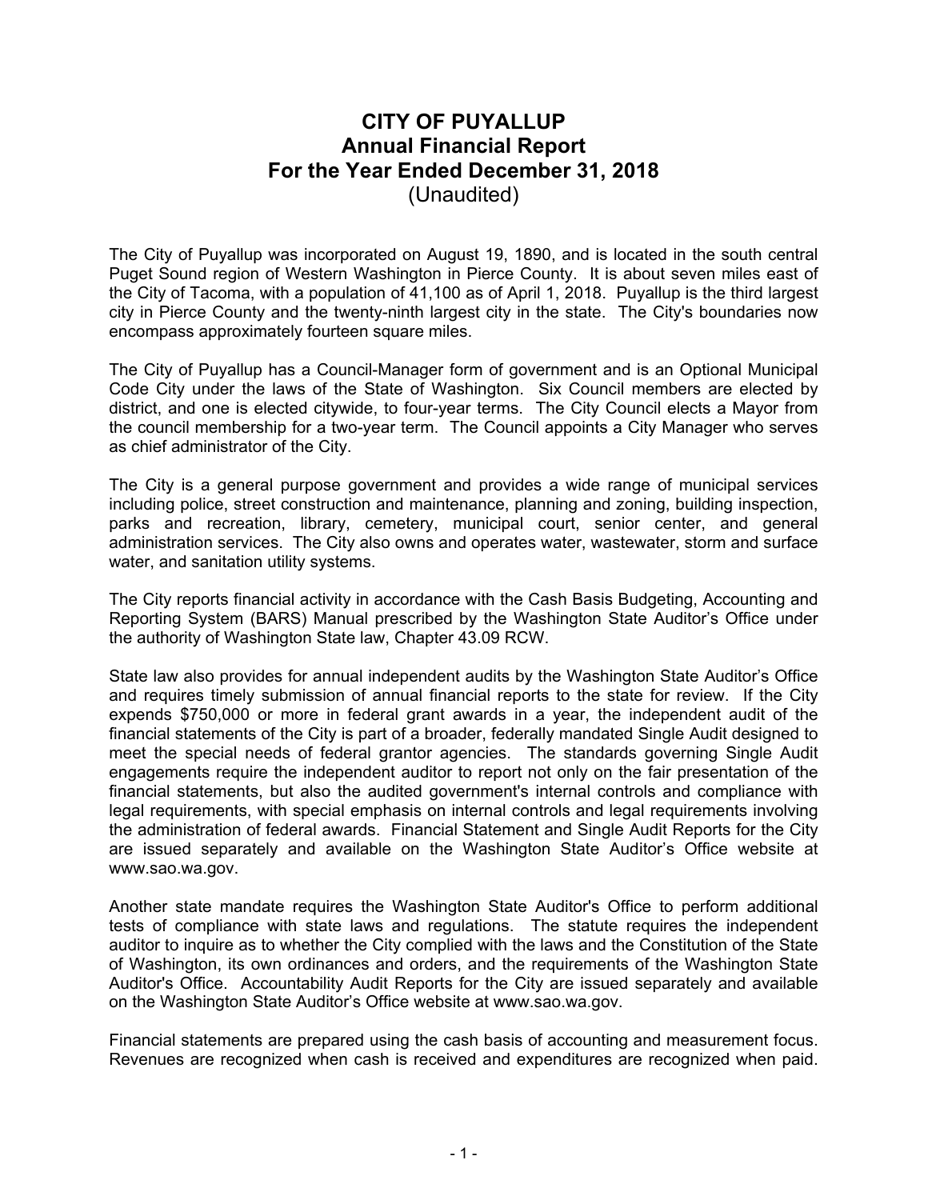# CITY OF PUYALLUP
## Annual Financial Report
## For the Year Ended December 31, 2018
(Unaudited)

The City of Puyallup was incorporated on August 19, 1890, and is located in the south central Puget Sound region of Western Washington in Pierce County. It is about seven miles east of the City of Tacoma, with a population of 41,100 as of April 1, 2018. Puyallup is the third largest city in Pierce County and the twenty-ninth largest city in the state. The City's boundaries now encompass approximately fourteen square miles.

The City of Puyallup has a Council-Manager form of government and is an Optional Municipal Code City under the laws of the State of Washington. Six Council members are elected by district, and one is elected citywide, to four-year terms. The City Council elects a Mayor from the council membership for a two-year term. The Council appoints a City Manager who serves as chief administrator of the City.

The City is a general purpose government and provides a wide range of municipal services including police, street construction and maintenance, planning and zoning, building inspection, parks and recreation, library, cemetery, municipal court, senior center, and general administration services. The City also owns and operates water, wastewater, storm and surface water, and sanitation utility systems.

The City reports financial activity in accordance with the Cash Basis Budgeting, Accounting and Reporting System (BARS) Manual prescribed by the Washington State Auditor's Office under the authority of Washington State law, Chapter 43.09 RCW.

State law also provides for annual independent audits by the Washington State Auditor's Office and requires timely submission of annual financial reports to the state for review. If the City expends $750,000 or more in federal grant awards in a year, the independent audit of the financial statements of the City is part of a broader, federally mandated Single Audit designed to meet the special needs of federal grantor agencies. The standards governing Single Audit engagements require the independent auditor to report not only on the fair presentation of the financial statements, but also the audited government's internal controls and compliance with legal requirements, with special emphasis on internal controls and legal requirements involving the administration of federal awards. Financial Statement and Single Audit Reports for the City are issued separately and available on the Washington State Auditor's Office website at www.sao.wa.gov.

Another state mandate requires the Washington State Auditor's Office to perform additional tests of compliance with state laws and regulations. The statute requires the independent auditor to inquire as to whether the City complied with the laws and the Constitution of the State of Washington, its own ordinances and orders, and the requirements of the Washington State Auditor's Office. Accountability Audit Reports for the City are issued separately and available on the Washington State Auditor's Office website at www.sao.wa.gov.

Financial statements are prepared using the cash basis of accounting and measurement focus. Revenues are recognized when cash is received and expenditures are recognized when paid.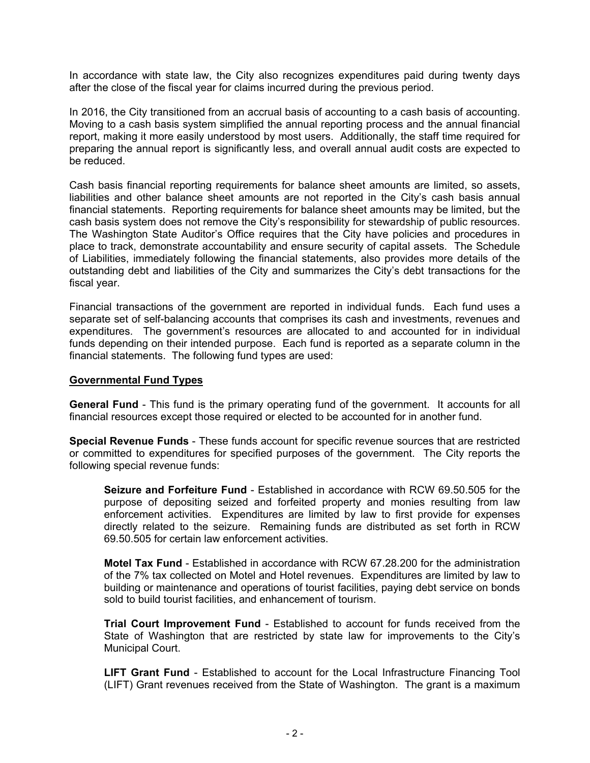In accordance with state law, the City also recognizes expenditures paid during twenty days after the close of the fiscal year for claims incurred during the previous period.

In 2016, the City transitioned from an accrual basis of accounting to a cash basis of accounting. Moving to a cash basis system simplified the annual reporting process and the annual financial report, making it more easily understood by most users. Additionally, the staff time required for preparing the annual report is significantly less, and overall annual audit costs are expected to be reduced.

Cash basis financial reporting requirements for balance sheet amounts are limited, so assets, liabilities and other balance sheet amounts are not reported in the City's cash basis annual financial statements. Reporting requirements for balance sheet amounts may be limited, but the cash basis system does not remove the City's responsibility for stewardship of public resources. The Washington State Auditor's Office requires that the City have policies and procedures in place to track, demonstrate accountability and ensure security of capital assets. The Schedule of Liabilities, immediately following the financial statements, also provides more details of the outstanding debt and liabilities of the City and summarizes the City's debt transactions for the fiscal year.

Financial transactions of the government are reported in individual funds. Each fund uses a separate set of self-balancing accounts that comprises its cash and investments, revenues and expenditures. The government's resources are allocated to and accounted for in individual funds depending on their intended purpose. Each fund is reported as a separate column in the financial statements. The following fund types are used:

**Governmental Fund Types**

**General Fund** - This fund is the primary operating fund of the government. It accounts for all financial resources except those required or elected to be accounted for in another fund.

**Special Revenue Funds** - These funds account for specific revenue sources that are restricted or committed to expenditures for specified purposes of the government. The City reports the following special revenue funds:

> **Seizure and Forfeiture Fund** - Established in accordance with RCW 69.50.505 for the purpose of depositing seized and forfeited property and monies resulting from law enforcement activities. Expenditures are limited by law to first provide for expenses directly related to the seizure. Remaining funds are distributed as set forth in RCW 69.50.505 for certain law enforcement activities.
>
> **Motel Tax Fund** - Established in accordance with RCW 67.28.200 for the administration of the 7% tax collected on Motel and Hotel revenues. Expenditures are limited by law to building or maintenance and operations of tourist facilities, paying debt service on bonds sold to build tourist facilities, and enhancement of tourism.
>
> **Trial Court Improvement Fund** - Established to account for funds received from the State of Washington that are restricted by state law for improvements to the City's Municipal Court.
>
> **LIFT Grant Fund** - Established to account for the Local Infrastructure Financing Tool (LIFT) Grant revenues received from the State of Washington. The grant is a maximum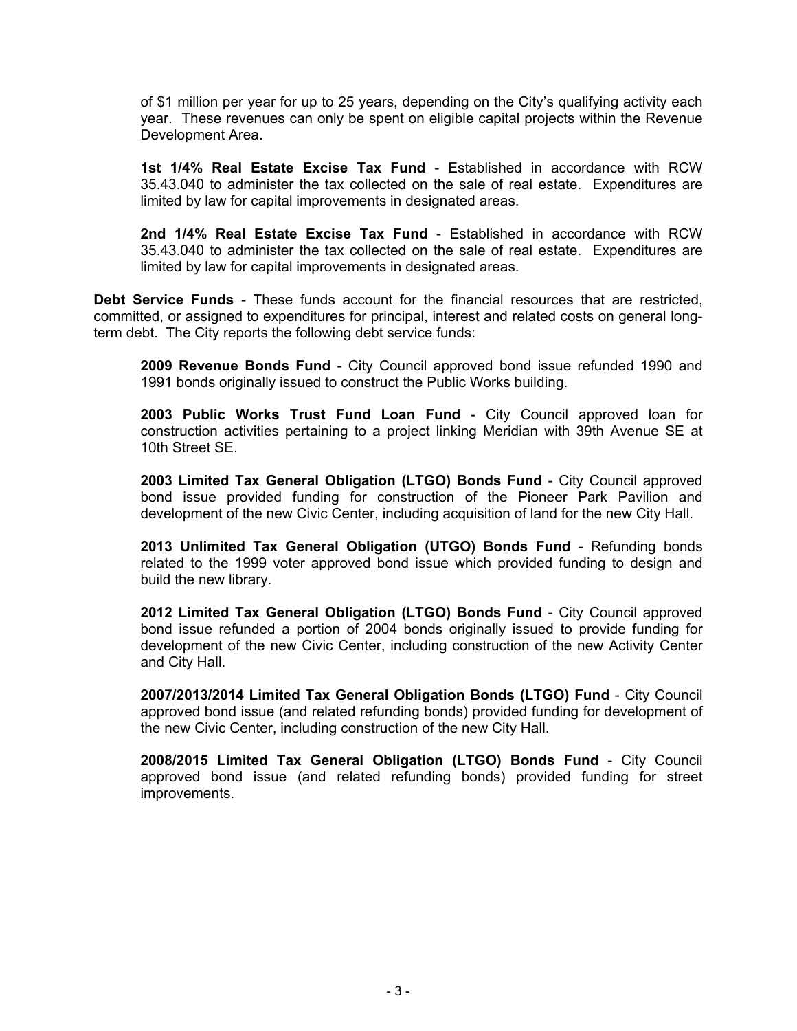of $1 million per year for up to 25 years, depending on the City's qualifying activity each year. These revenues can only be spent on eligible capital projects within the Revenue Development Area.

**1st 1/4% Real Estate Excise Tax Fund** - Established in accordance with RCW 35.43.040 to administer the tax collected on the sale of real estate. Expenditures are limited by law for capital improvements in designated areas.

**2nd 1/4% Real Estate Excise Tax Fund** - Established in accordance with RCW 35.43.040 to administer the tax collected on the sale of real estate. Expenditures are limited by law for capital improvements in designated areas.

**Debt Service Funds** - These funds account for the financial resources that are restricted, committed, or assigned to expenditures for principal, interest and related costs on general long-term debt. The City reports the following debt service funds:

**2009 Revenue Bonds Fund** - City Council approved bond issue refunded 1990 and 1991 bonds originally issued to construct the Public Works building.

**2003 Public Works Trust Fund Loan Fund** - City Council approved loan for construction activities pertaining to a project linking Meridian with 39th Avenue SE at 10th Street SE.

**2003 Limited Tax General Obligation (LTGO) Bonds Fund** - City Council approved bond issue provided funding for construction of the Pioneer Park Pavilion and development of the new Civic Center, including acquisition of land for the new City Hall.

**2013 Unlimited Tax General Obligation (UTGO) Bonds Fund** - Refunding bonds related to the 1999 voter approved bond issue which provided funding to design and build the new library.

**2012 Limited Tax General Obligation (LTGO) Bonds Fund** - City Council approved bond issue refunded a portion of 2004 bonds originally issued to provide funding for development of the new Civic Center, including construction of the new Activity Center and City Hall.

**2007/2013/2014 Limited Tax General Obligation Bonds (LTGO) Fund** - City Council approved bond issue (and related refunding bonds) provided funding for development of the new Civic Center, including construction of the new City Hall.

**2008/2015 Limited Tax General Obligation (LTGO) Bonds Fund** - City Council approved bond issue (and related refunding bonds) provided funding for street improvements.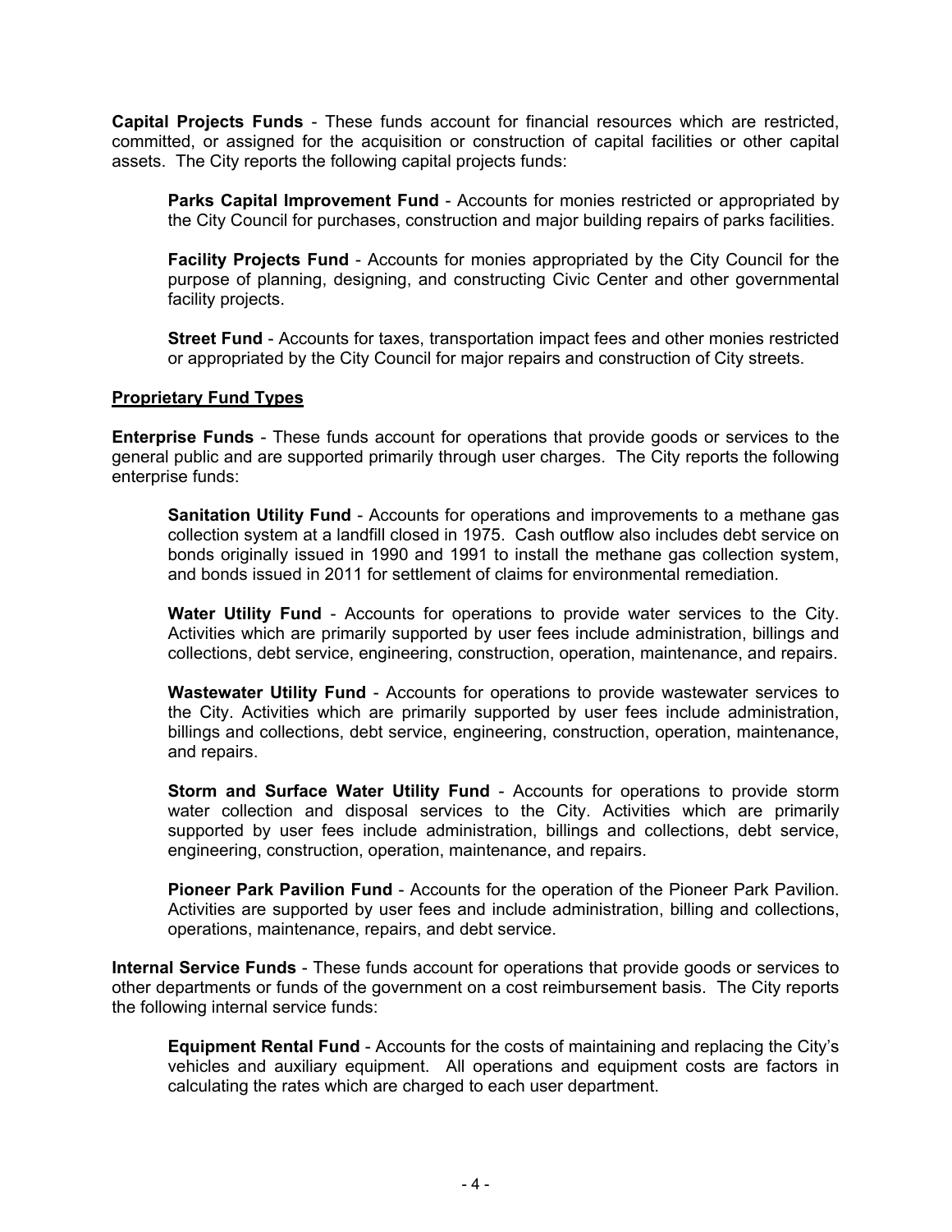**Capital Projects Funds** - These funds account for financial resources which are restricted, committed, or assigned for the acquisition or construction of capital facilities or other capital assets. The City reports the following capital projects funds:

> **Parks Capital Improvement Fund** - Accounts for monies restricted or appropriated by the City Council for purchases, construction and major building repairs of parks facilities.
>
> **Facility Projects Fund** - Accounts for monies appropriated by the City Council for the purpose of planning, designing, and constructing Civic Center and other governmental facility projects.
>
> **Street Fund** - Accounts for taxes, transportation impact fees and other monies restricted or appropriated by the City Council for major repairs and construction of City streets.

**Proprietary Fund Types**

**Enterprise Funds** - These funds account for operations that provide goods or services to the general public and are supported primarily through user charges. The City reports the following enterprise funds:

> **Sanitation Utility Fund** - Accounts for operations and improvements to a methane gas collection system at a landfill closed in 1975. Cash outflow also includes debt service on bonds originally issued in 1990 and 1991 to install the methane gas collection system, and bonds issued in 2011 for settlement of claims for environmental remediation.
>
> **Water Utility Fund** - Accounts for operations to provide water services to the City. Activities which are primarily supported by user fees include administration, billings and collections, debt service, engineering, construction, operation, maintenance, and repairs.
>
> **Wastewater Utility Fund** - Accounts for operations to provide wastewater services to the City. Activities which are primarily supported by user fees include administration, billings and collections, debt service, engineering, construction, operation, maintenance, and repairs.
>
> **Storm and Surface Water Utility Fund** - Accounts for operations to provide storm water collection and disposal services to the City. Activities which are primarily supported by user fees include administration, billings and collections, debt service, engineering, construction, operation, maintenance, and repairs.
>
> **Pioneer Park Pavilion Fund** - Accounts for the operation of the Pioneer Park Pavilion. Activities are supported by user fees and include administration, billing and collections, operations, maintenance, repairs, and debt service.

**Internal Service Funds** - These funds account for operations that provide goods or services to other departments or funds of the government on a cost reimbursement basis. The City reports the following internal service funds:

> **Equipment Rental Fund** - Accounts for the costs of maintaining and replacing the City's vehicles and auxiliary equipment. All operations and equipment costs are factors in calculating the rates which are charged to each user department.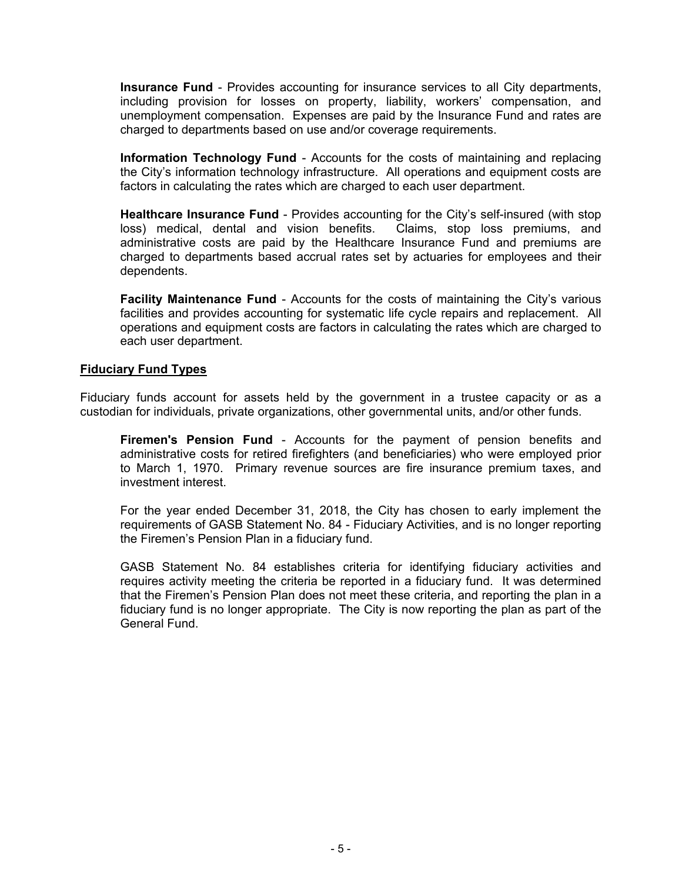**Insurance Fund** - Provides accounting for insurance services to all City departments, including provision for losses on property, liability, workers' compensation, and unemployment compensation. Expenses are paid by the Insurance Fund and rates are charged to departments based on use and/or coverage requirements.

**Information Technology Fund** - Accounts for the costs of maintaining and replacing the City's information technology infrastructure. All operations and equipment costs are factors in calculating the rates which are charged to each user department.

**Healthcare Insurance Fund** - Provides accounting for the City's self-insured (with stop loss) medical, dental and vision benefits. Claims, stop loss premiums, and administrative costs are paid by the Healthcare Insurance Fund and premiums are charged to departments based accrual rates set by actuaries for employees and their dependents.

**Facility Maintenance Fund** - Accounts for the costs of maintaining the City's various facilities and provides accounting for systematic life cycle repairs and replacement. All operations and equipment costs are factors in calculating the rates which are charged to each user department.

## Fiduciary Fund Types

Fiduciary funds account for assets held by the government in a trustee capacity or as a custodian for individuals, private organizations, other governmental units, and/or other funds.

**Firemen's Pension Fund** - Accounts for the payment of pension benefits and administrative costs for retired firefighters (and beneficiaries) who were employed prior to March 1, 1970. Primary revenue sources are fire insurance premium taxes, and investment interest.

For the year ended December 31, 2018, the City has chosen to early implement the requirements of GASB Statement No. 84 - Fiduciary Activities, and is no longer reporting the Firemen's Pension Plan in a fiduciary fund.

GASB Statement No. 84 establishes criteria for identifying fiduciary activities and requires activity meeting the criteria be reported in a fiduciary fund. It was determined that the Firemen's Pension Plan does not meet these criteria, and reporting the plan in a fiduciary fund is no longer appropriate. The City is now reporting the plan as part of the General Fund.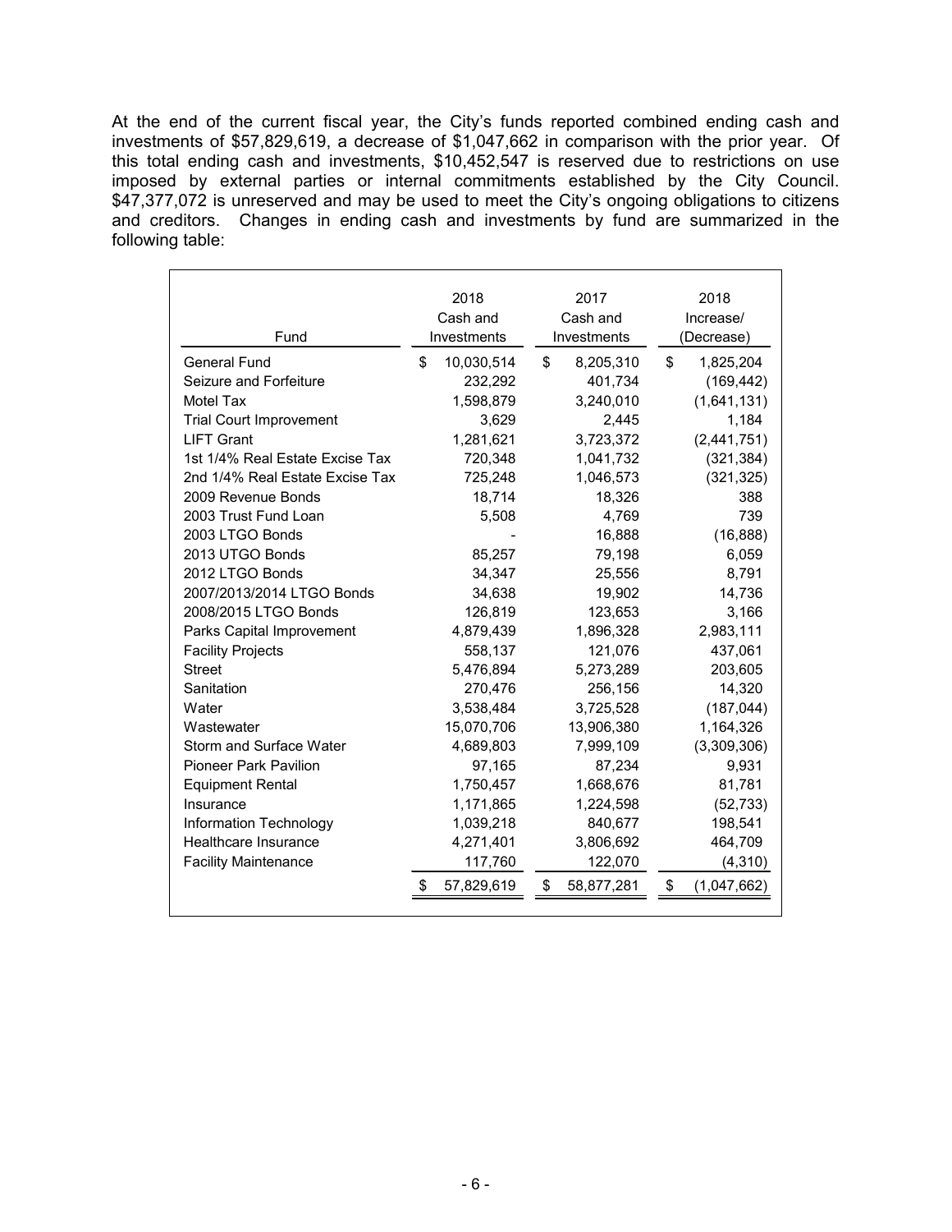At the end of the current fiscal year, the City's funds reported combined ending cash and investments of $57,829,619, a decrease of $1,047,662 in comparison with the prior year. Of this total ending cash and investments, $10,452,547 is reserved due to restrictions on use imposed by external parties or internal commitments established by the City Council. $47,377,072 is unreserved and may be used to meet the City's ongoing obligations to citizens and creditors. Changes in ending cash and investments by fund are summarized in the following table:

| Fund | 2018 Cash and Investments | 2017 Cash and Investments | 2018 Increase/ (Decrease) |
|---|---|---|---|
| General Fund | $ 10,030,514 | $ 8,205,310 | $ 1,825,204 |
| Seizure and Forfeiture | 232,292 | 401,734 | (169,442) |
| Motel Tax | 1,598,879 | 3,240,010 | (1,641,131) |
| Trial Court Improvement | 3,629 | 2,445 | 1,184 |
| LIFT Grant | 1,281,621 | 3,723,372 | (2,441,751) |
| 1st 1/4% Real Estate Excise Tax | 720,348 | 1,041,732 | (321,384) |
| 2nd 1/4% Real Estate Excise Tax | 725,248 | 1,046,573 | (321,325) |
| 2009 Revenue Bonds | 18,714 | 18,326 | 388 |
| 2003 Trust Fund Loan | 5,508 | 4,769 | 739 |
| 2003 LTGO Bonds | - | 16,888 | (16,888) |
| 2013 UTGO Bonds | 85,257 | 79,198 | 6,059 |
| 2012 LTGO Bonds | 34,347 | 25,556 | 8,791 |
| 2007/2013/2014 LTGO Bonds | 34,638 | 19,902 | 14,736 |
| 2008/2015 LTGO Bonds | 126,819 | 123,653 | 3,166 |
| Parks Capital Improvement | 4,879,439 | 1,896,328 | 2,983,111 |
| Facility Projects | 558,137 | 121,076 | 437,061 |
| Street | 5,476,894 | 5,273,289 | 203,605 |
| Sanitation | 270,476 | 256,156 | 14,320 |
| Water | 3,538,484 | 3,725,528 | (187,044) |
| Wastewater | 15,070,706 | 13,906,380 | 1,164,326 |
| Storm and Surface Water | 4,689,803 | 7,999,109 | (3,309,306) |
| Pioneer Park Pavilion | 97,165 | 87,234 | 9,931 |
| Equipment Rental | 1,750,457 | 1,668,676 | 81,781 |
| Insurance | 1,171,865 | 1,224,598 | (52,733) |
| Information Technology | 1,039,218 | 840,677 | 198,541 |
| Healthcare Insurance | 4,271,401 | 3,806,692 | 464,709 |
| Facility Maintenance | 117,760 | 122,070 | (4,310) |
| | $ 57,829,619 | $ 58,877,281 | $ (1,047,662) |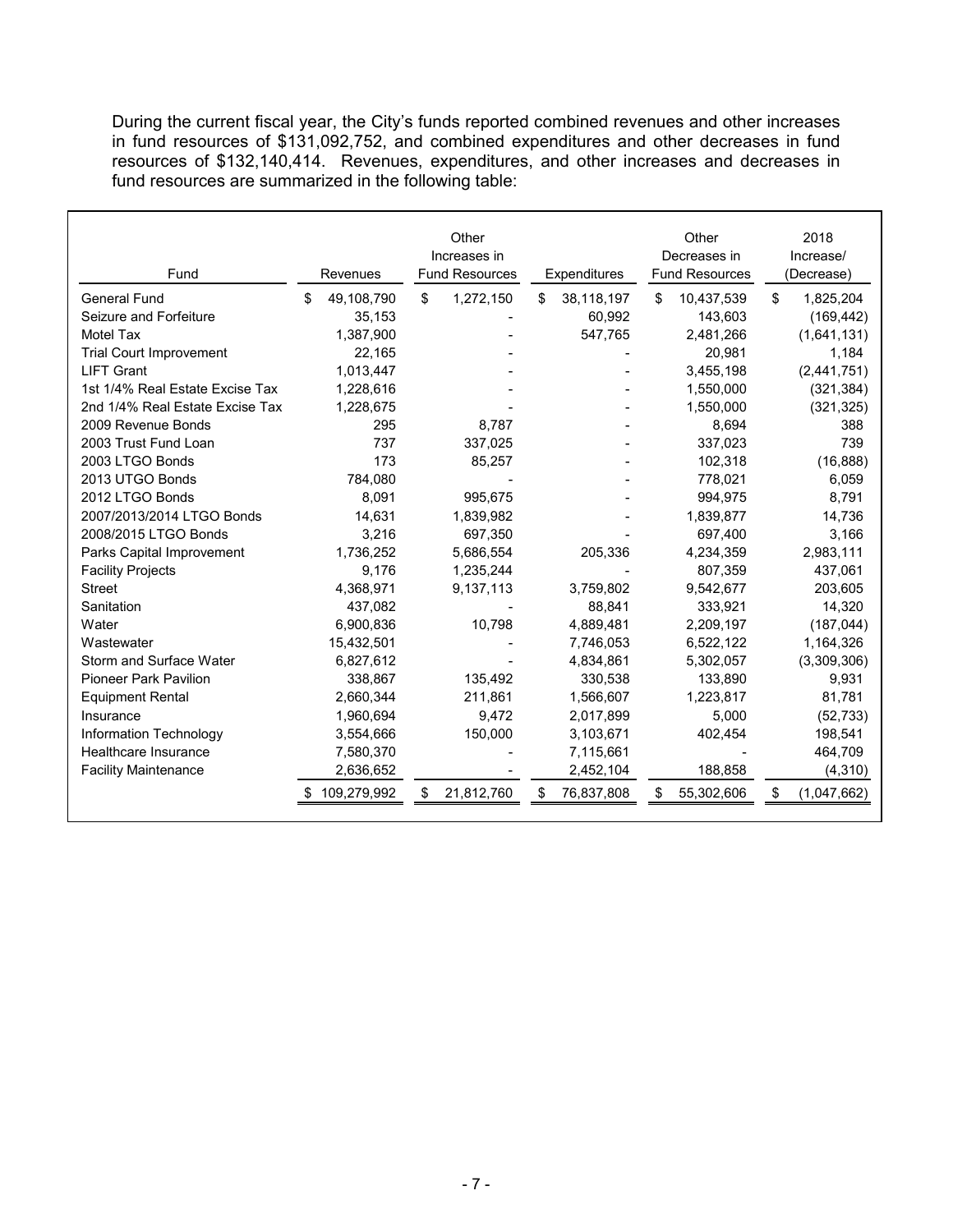During the current fiscal year, the City's funds reported combined revenues and other increases in fund resources of $131,092,752, and combined expenditures and other decreases in fund resources of $132,140,414. Revenues, expenditures, and other increases and decreases in fund resources are summarized in the following table:

| Fund | Revenues | Other Increases in Fund Resources | Expenditures | Other Decreases in Fund Resources | 2018 Increase/ (Decrease) |
|---|---|---|---|---|---|
| General Fund | $ 49,108,790 | $ 1,272,150 | $ 38,118,197 | $ 10,437,539 | $ 1,825,204 |
| Seizure and Forfeiture | 35,153 | - | 60,992 | 143,603 | (169,442) |
| Motel Tax | 1,387,900 | - | 547,765 | 2,481,266 | (1,641,131) |
| Trial Court Improvement | 22,165 | - | - | 20,981 | 1,184 |
| LIFT Grant | 1,013,447 | - | - | 3,455,198 | (2,441,751) |
| 1st 1/4% Real Estate Excise Tax | 1,228,616 | - | - | 1,550,000 | (321,384) |
| 2nd 1/4% Real Estate Excise Tax | 1,228,675 | - | - | 1,550,000 | (321,325) |
| 2009 Revenue Bonds | 295 | 8,787 | - | 8,694 | 388 |
| 2003 Trust Fund Loan | 737 | 337,025 | - | 337,023 | 739 |
| 2003 LTGO Bonds | 173 | 85,257 | - | 102,318 | (16,888) |
| 2013 UTGO Bonds | 784,080 | - | - | 778,021 | 6,059 |
| 2012 LTGO Bonds | 8,091 | 995,675 | - | 994,975 | 8,791 |
| 2007/2013/2014 LTGO Bonds | 14,631 | 1,839,982 | - | 1,839,877 | 14,736 |
| 2008/2015 LTGO Bonds | 3,216 | 697,350 | - | 697,400 | 3,166 |
| Parks Capital Improvement | 1,736,252 | 5,686,554 | 205,336 | 4,234,359 | 2,983,111 |
| Facility Projects | 9,176 | 1,235,244 | - | 807,359 | 437,061 |
| Street | 4,368,971 | 9,137,113 | 3,759,802 | 9,542,677 | 203,605 |
| Sanitation | 437,082 | - | 88,841 | 333,921 | 14,320 |
| Water | 6,900,836 | 10,798 | 4,889,481 | 2,209,197 | (187,044) |
| Wastewater | 15,432,501 | - | 7,746,053 | 6,522,122 | 1,164,326 |
| Storm and Surface Water | 6,827,612 | - | 4,834,861 | 5,302,057 | (3,309,306) |
| Pioneer Park Pavilion | 338,867 | 135,492 | 330,538 | 133,890 | 9,931 |
| Equipment Rental | 2,660,344 | 211,861 | 1,566,607 | 1,223,817 | 81,781 |
| Insurance | 1,960,694 | 9,472 | 2,017,899 | 5,000 | (52,733) |
| Information Technology | 3,554,666 | 150,000 | 3,103,671 | 402,454 | 198,541 |
| Healthcare Insurance | 7,580,370 | - | 7,115,661 | - | 464,709 |
| Facility Maintenance | 2,636,652 | - | 2,452,104 | 188,858 | (4,310) |
| | $ 109,279,992 | $ 21,812,760 | $ 76,837,808 | $ 55,302,606 | $ (1,047,662) |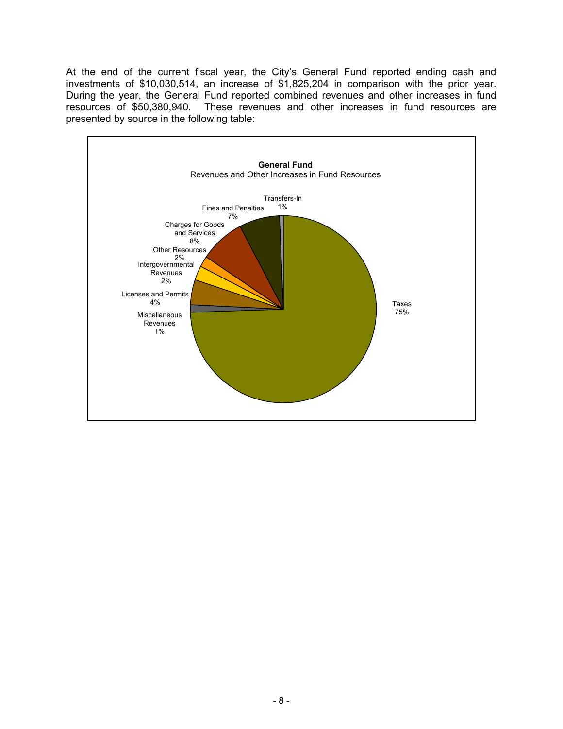At the end of the current fiscal year, the City's General Fund reported ending cash and investments of $10,030,514, an increase of $1,825,204 in comparison with the prior year. During the year, the General Fund reported combined revenues and other increases in fund resources of $50,380,940. These revenues and other increases in fund resources are presented by source in the following table:

**General Fund**
Revenues and Other Increases in Fund Resources

| Source | Percent |
|---|---|
| Taxes | 75% |
| Charges for Goods and Services | 8% |
| Fines and Penalties | 7% |
| Licenses and Permits | 4% |
| Other Resources | 2% |
| Intergovernmental Revenues | 2% |
| Transfers-In | 1% |
| Miscellaneous Revenues | 1% |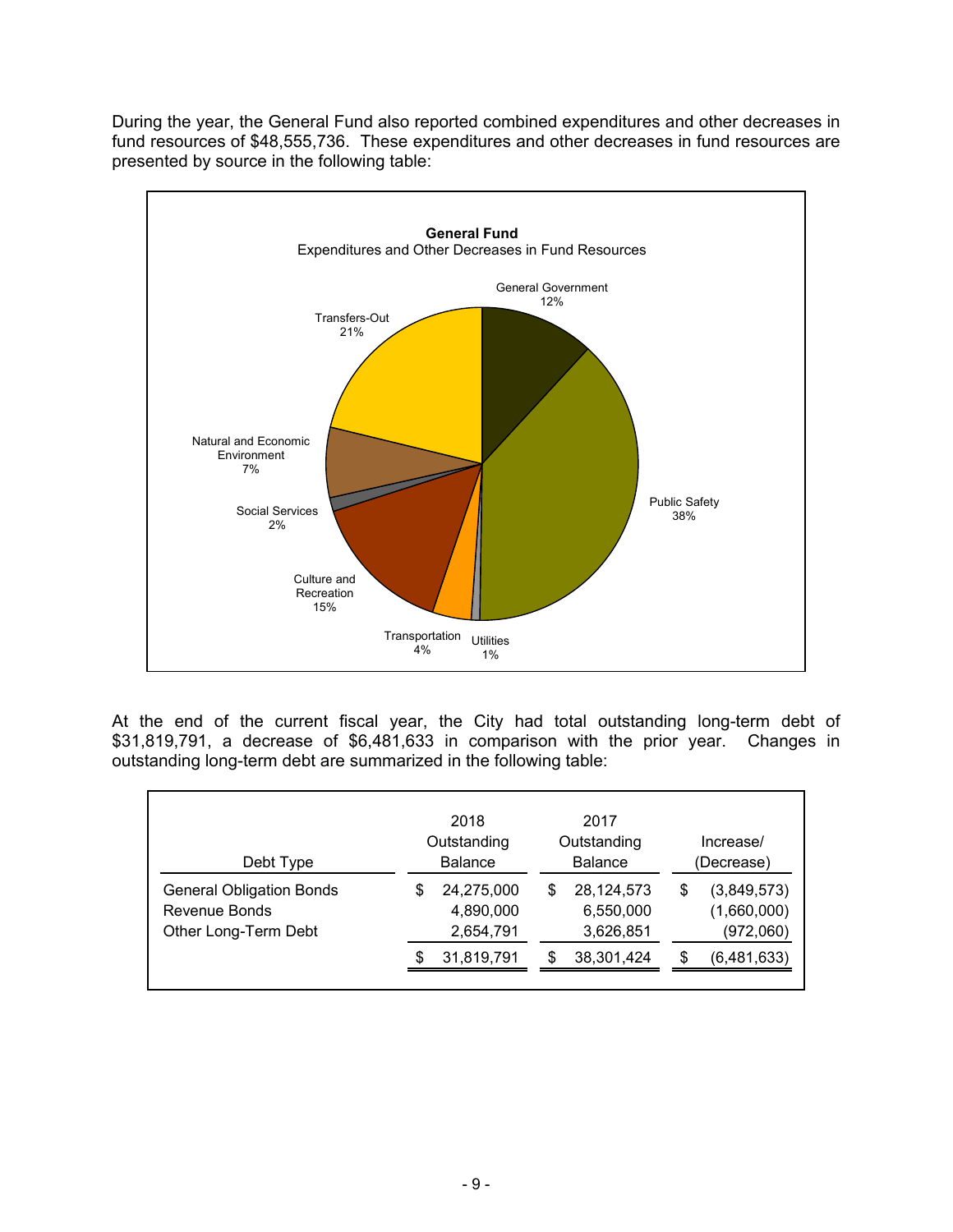During the year, the General Fund also reported combined expenditures and other decreases in fund resources of $48,555,736. These expenditures and other decreases in fund resources are presented by source in the following table:

**General Fund**
Expenditures and Other Decreases in Fund Resources

| Category | Percentage |
|---|---|
| General Government | 12% |
| Public Safety | 38% |
| Utilities | 1% |
| Transportation | 4% |
| Culture and Recreation | 15% |
| Social Services | 2% |
| Natural and Economic Environment | 7% |
| Transfers-Out | 21% |

At the end of the current fiscal year, the City had total outstanding long-term debt of $31,819,791, a decrease of $6,481,633 in comparison with the prior year. Changes in outstanding long-term debt are summarized in the following table:

| Debt Type | 2018 Outstanding Balance | 2017 Outstanding Balance | Increase/ (Decrease) |
|---|---|---|---|
| General Obligation Bonds | $ 24,275,000 | $ 28,124,573 | $ (3,849,573) |
| Revenue Bonds | 4,890,000 | 6,550,000 | (1,660,000) |
| Other Long-Term Debt | 2,654,791 | 3,626,851 | (972,060) |
| | $ 31,819,791 | $ 38,301,424 | $ (6,481,633) |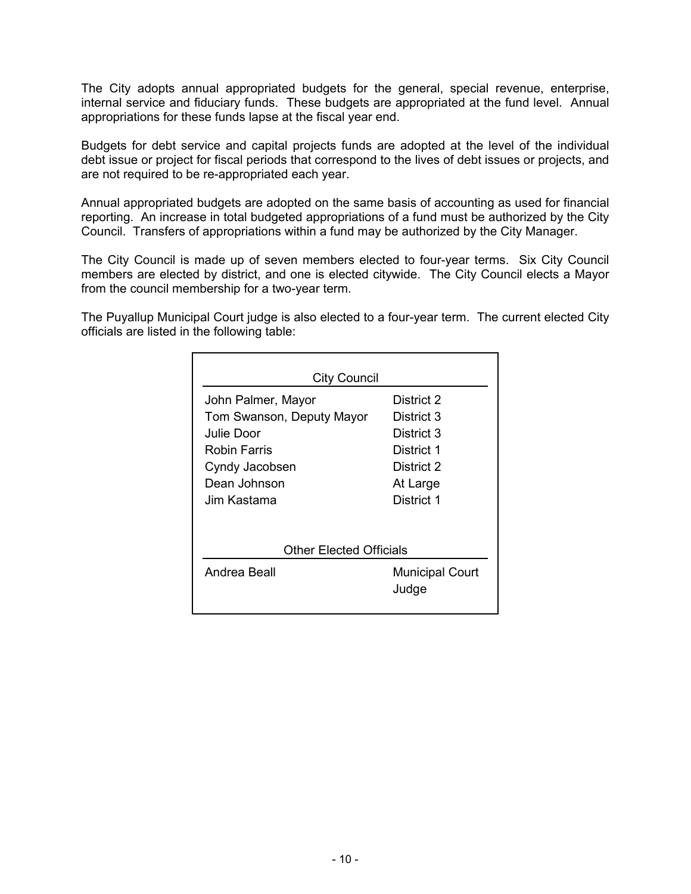The City adopts annual appropriated budgets for the general, special revenue, enterprise, internal service and fiduciary funds. These budgets are appropriated at the fund level. Annual appropriations for these funds lapse at the fiscal year end.

Budgets for debt service and capital projects funds are adopted at the level of the individual debt issue or project for fiscal periods that correspond to the lives of debt issues or projects, and are not required to be re-appropriated each year.

Annual appropriated budgets are adopted on the same basis of accounting as used for financial reporting. An increase in total budgeted appropriations of a fund must be authorized by the City Council. Transfers of appropriations within a fund may be authorized by the City Manager.

The City Council is made up of seven members elected to four-year terms. Six City Council members are elected by district, and one is elected citywide. The City Council elects a Mayor from the council membership for a two-year term.

The Puyallup Municipal Court judge is also elected to a four-year term. The current elected City officials are listed in the following table:

| City Council | |
|---|---|
| John Palmer, Mayor | District 2 |
| Tom Swanson, Deputy Mayor | District 3 |
| Julie Door | District 3 |
| Robin Farris | District 1 |
| Cyndy Jacobsen | District 2 |
| Dean Johnson | At Large |
| Jim Kastama | District 1 |
| **Other Elected Officials** | |
| Andrea Beall | Municipal Court Judge |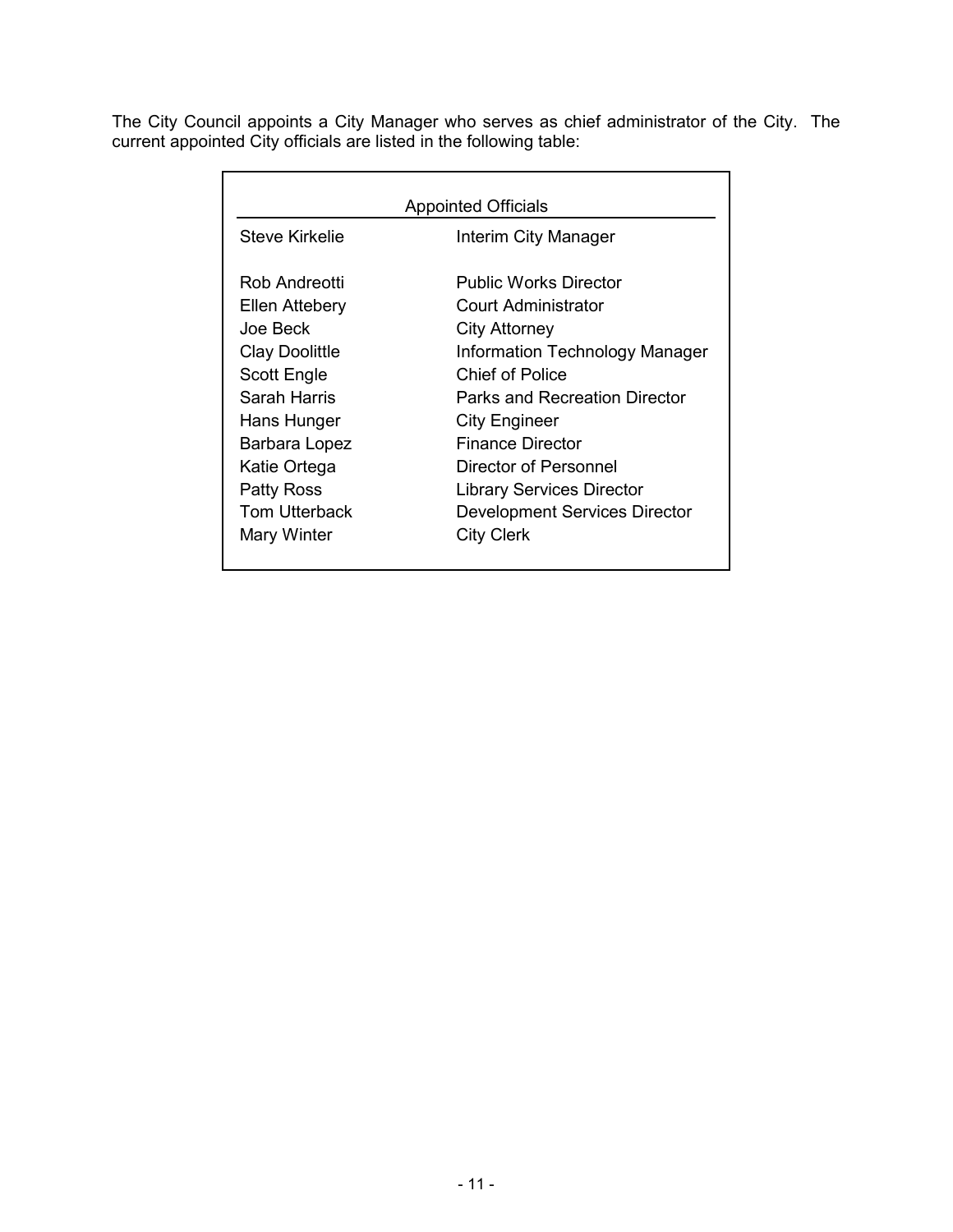The City Council appoints a City Manager who serves as chief administrator of the City. The current appointed City officials are listed in the following table:

| Appointed Officials | |
|---|---|
| Steve Kirkelie | Interim City Manager |
| Rob Andreotti | Public Works Director |
| Ellen Attebery | Court Administrator |
| Joe Beck | City Attorney |
| Clay Doolittle | Information Technology Manager |
| Scott Engle | Chief of Police |
| Sarah Harris | Parks and Recreation Director |
| Hans Hunger | City Engineer |
| Barbara Lopez | Finance Director |
| Katie Ortega | Director of Personnel |
| Patty Ross | Library Services Director |
| Tom Utterback | Development Services Director |
| Mary Winter | City Clerk |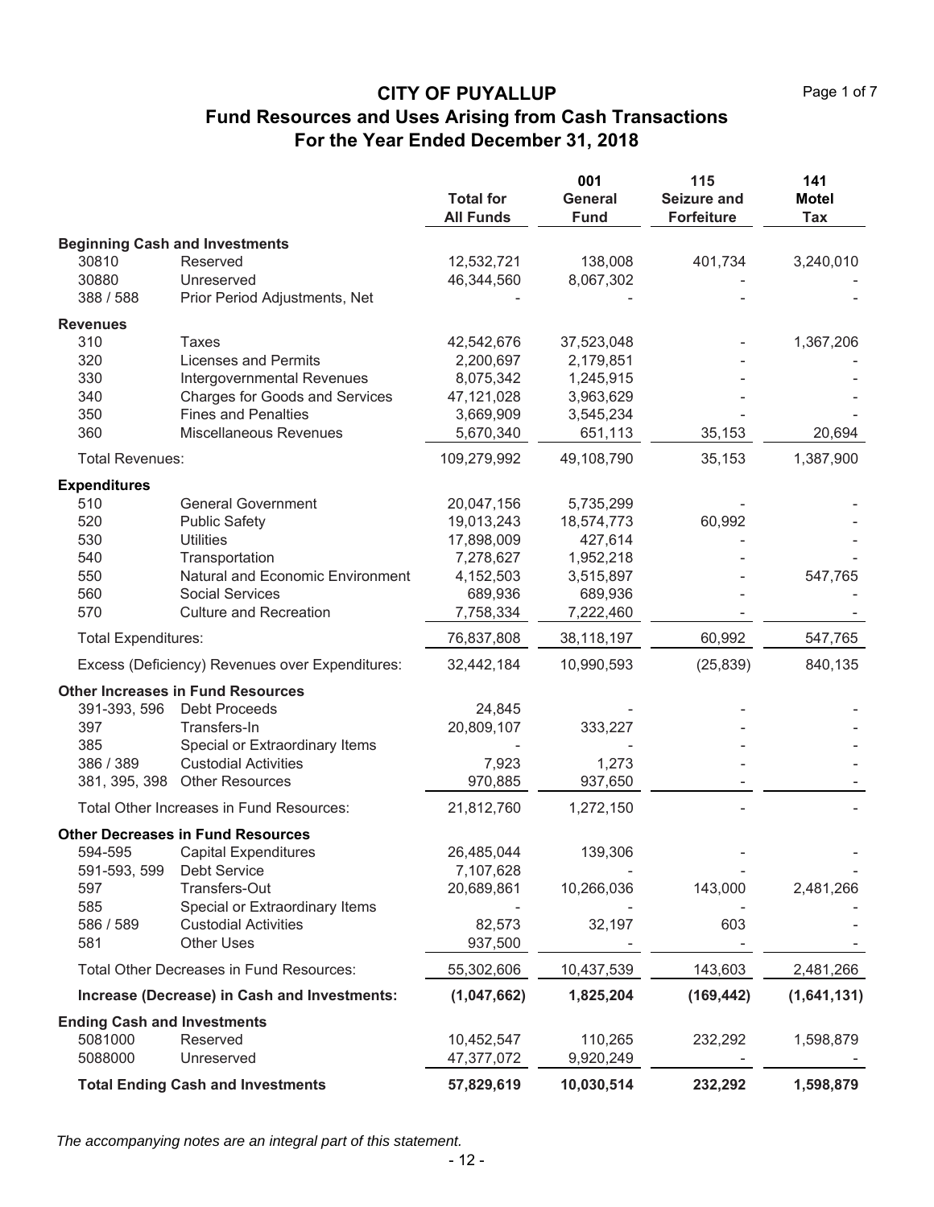# CITY OF PUYALLUP

## Fund Resources and Uses Arising from Cash Transactions

## For the Year Ended December 31, 2018

| | | Total for All Funds | 001 General Fund | 115 Seizure and Forfeiture | 141 Motel Tax |
|---|---|---|---|---|---|
| **Beginning Cash and Investments** | | | | | |
| 30810 | Reserved | 12,532,721 | 138,008 | 401,734 | 3,240,010 |
| 30880 | Unreserved | 46,344,560 | 8,067,302 | - | - |
| 388 / 588 | Prior Period Adjustments, Net | - | - | - | - |
| **Revenues** | | | | | |
| 310 | Taxes | 42,542,676 | 37,523,048 | - | 1,367,206 |
| 320 | Licenses and Permits | 2,200,697 | 2,179,851 | - | - |
| 330 | Intergovernmental Revenues | 8,075,342 | 1,245,915 | - | - |
| 340 | Charges for Goods and Services | 47,121,028 | 3,963,629 | - | - |
| 350 | Fines and Penalties | 3,669,909 | 3,545,234 | - | - |
| 360 | Miscellaneous Revenues | 5,670,340 | 651,113 | 35,153 | 20,694 |
| Total Revenues: | | 109,279,992 | 49,108,790 | 35,153 | 1,387,900 |
| **Expenditures** | | | | | |
| 510 | General Government | 20,047,156 | 5,735,299 | - | - |
| 520 | Public Safety | 19,013,243 | 18,574,773 | 60,992 | - |
| 530 | Utilities | 17,898,009 | 427,614 | - | - |
| 540 | Transportation | 7,278,627 | 1,952,218 | - | - |
| 550 | Natural and Economic Environment | 4,152,503 | 3,515,897 | - | 547,765 |
| 560 | Social Services | 689,936 | 689,936 | - | - |
| 570 | Culture and Recreation | 7,758,334 | 7,222,460 | - | - |
| Total Expenditures: | | 76,837,808 | 38,118,197 | 60,992 | 547,765 |
| Excess (Deficiency) Revenues over Expenditures: | | 32,442,184 | 10,990,593 | (25,839) | 840,135 |
| **Other Increases in Fund Resources** | | | | | |
| 391-393, 596 | Debt Proceeds | 24,845 | - | - | - |
| 397 | Transfers-In | 20,809,107 | 333,227 | - | - |
| 385 | Special or Extraordinary Items | - | - | - | - |
| 386 / 389 | Custodial Activities | 7,923 | 1,273 | - | - |
| 381, 395, 398 | Other Resources | 970,885 | 937,650 | - | - |
| Total Other Increases in Fund Resources: | | 21,812,760 | 1,272,150 | - | - |
| **Other Decreases in Fund Resources** | | | | | |
| 594-595 | Capital Expenditures | 26,485,044 | 139,306 | - | - |
| 591-593, 599 | Debt Service | 7,107,628 | - | - | - |
| 597 | Transfers-Out | 20,689,861 | 10,266,036 | 143,000 | 2,481,266 |
| 585 | Special or Extraordinary Items | - | - | - | - |
| 586 / 589 | Custodial Activities | 82,573 | 32,197 | 603 | - |
| 581 | Other Uses | 937,500 | - | - | - |
| Total Other Decreases in Fund Resources: | | 55,302,606 | 10,437,539 | 143,603 | 2,481,266 |
| **Increase (Decrease) in Cash and Investments:** | | **(1,047,662)** | **1,825,204** | **(169,442)** | **(1,641,131)** |
| **Ending Cash and Investments** | | | | | |
| 5081000 | Reserved | 10,452,547 | 110,265 | 232,292 | 1,598,879 |
| 5088000 | Unreserved | 47,377,072 | 9,920,249 | - | - |
| **Total Ending Cash and Investments** | | **57,829,619** | **10,030,514** | **232,292** | **1,598,879** |

*The accompanying notes are an integral part of this statement.*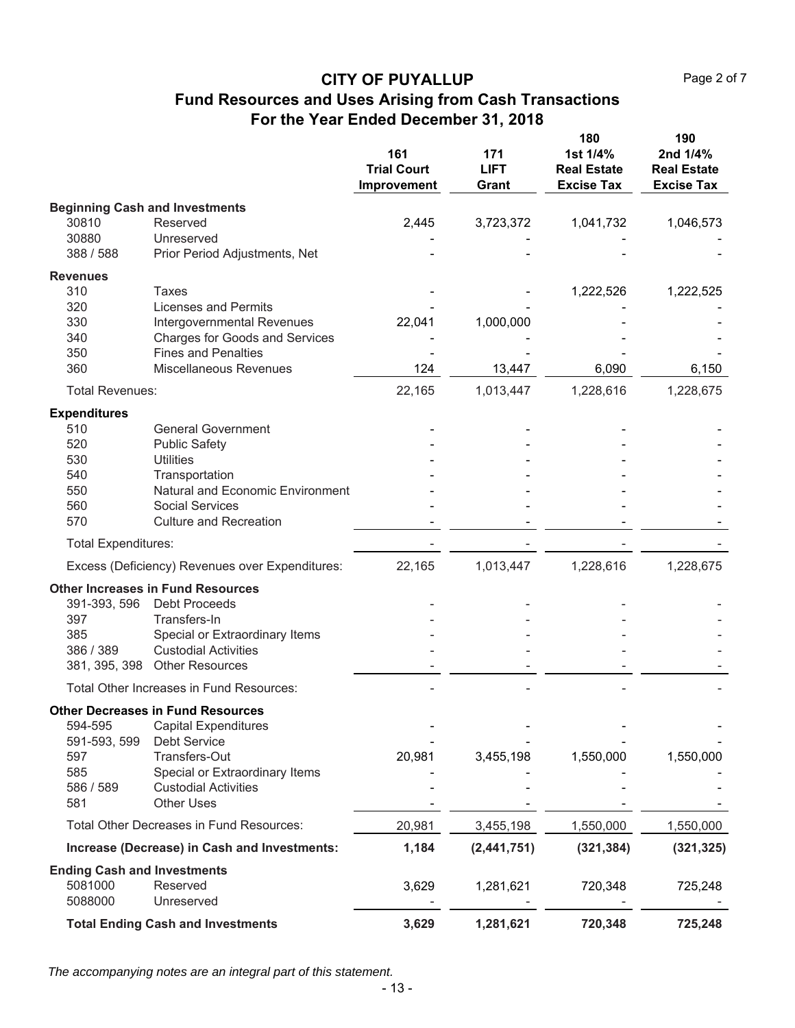# CITY OF PUYALLUP

## Fund Resources and Uses Arising from Cash Transactions

### For the Year Ended December 31, 2018

| | | 161 Trial Court Improvement | 171 LIFT Grant | 180 1st 1/4% Real Estate Excise Tax | 190 2nd 1/4% Real Estate Excise Tax |
|---|---|---|---|---|---|
| **Beginning Cash and Investments** | | | | | |
| 30810 | Reserved | 2,445 | 3,723,372 | 1,041,732 | 1,046,573 |
| 30880 | Unreserved | - | - | - | - |
| 388 / 588 | Prior Period Adjustments, Net | - | - | - | - |
| **Revenues** | | | | | |
| 310 | Taxes | - | - | 1,222,526 | 1,222,525 |
| 320 | Licenses and Permits | - | - | - | - |
| 330 | Intergovernmental Revenues | 22,041 | 1,000,000 | - | - |
| 340 | Charges for Goods and Services | - | - | - | - |
| 350 | Fines and Penalties | - | - | - | - |
| 360 | Miscellaneous Revenues | 124 | 13,447 | 6,090 | 6,150 |
| Total Revenues: | | 22,165 | 1,013,447 | 1,228,616 | 1,228,675 |
| **Expenditures** | | | | | |
| 510 | General Government | - | - | - | - |
| 520 | Public Safety | - | - | - | - |
| 530 | Utilities | - | - | - | - |
| 540 | Transportation | - | - | - | - |
| 550 | Natural and Economic Environment | - | - | - | - |
| 560 | Social Services | - | - | - | - |
| 570 | Culture and Recreation | - | - | - | - |
| Total Expenditures: | | - | - | - | - |
| Excess (Deficiency) Revenues over Expenditures: | | 22,165 | 1,013,447 | 1,228,616 | 1,228,675 |
| **Other Increases in Fund Resources** | | | | | |
| 391-393, 596 | Debt Proceeds | - | - | - | - |
| 397 | Transfers-In | - | - | - | - |
| 385 | Special or Extraordinary Items | - | - | - | - |
| 386 / 389 | Custodial Activities | - | - | - | - |
| 381, 395, 398 | Other Resources | - | - | - | - |
| Total Other Increases in Fund Resources: | | - | - | - | - |
| **Other Decreases in Fund Resources** | | | | | |
| 594-595 | Capital Expenditures | - | - | - | - |
| 591-593, 599 | Debt Service | - | - | - | - |
| 597 | Transfers-Out | 20,981 | 3,455,198 | 1,550,000 | 1,550,000 |
| 585 | Special or Extraordinary Items | - | - | - | - |
| 586 / 589 | Custodial Activities | - | - | - | - |
| 581 | Other Uses | - | - | - | - |
| Total Other Decreases in Fund Resources: | | 20,981 | 3,455,198 | 1,550,000 | 1,550,000 |
| **Increase (Decrease) in Cash and Investments:** | | **1,184** | **(2,441,751)** | **(321,384)** | **(321,325)** |
| **Ending Cash and Investments** | | | | | |
| 5081000 | Reserved | 3,629 | 1,281,621 | 720,348 | 725,248 |
| 5088000 | Unreserved | - | - | - | - |
| **Total Ending Cash and Investments** | | **3,629** | **1,281,621** | **720,348** | **725,248** |

*The accompanying notes are an integral part of this statement.*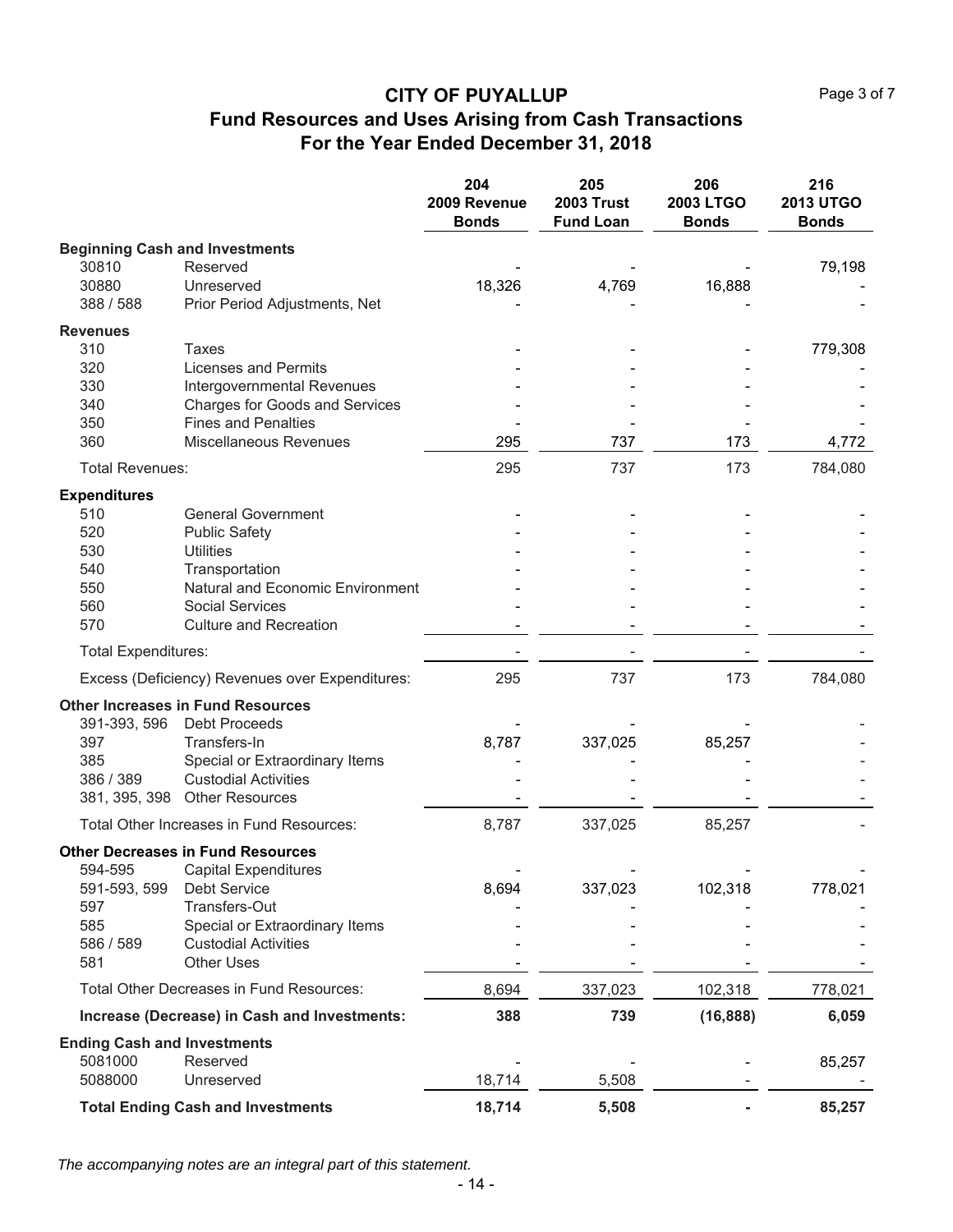# CITY OF PUYALLUP

## Fund Resources and Uses Arising from Cash Transactions

## For the Year Ended December 31, 2018

| | | 204 2009 Revenue Bonds | 205 2003 Trust Fund Loan | 206 2003 LTGO Bonds | 216 2013 UTGO Bonds |
|---|---|---|---|---|---|
| **Beginning Cash and Investments** | | | | | |
| 30810 | Reserved | - | - | - | 79,198 |
| 30880 | Unreserved | 18,326 | 4,769 | 16,888 | - |
| 388 / 588 | Prior Period Adjustments, Net | - | - | - | - |
| **Revenues** | | | | | |
| 310 | Taxes | - | - | - | 779,308 |
| 320 | Licenses and Permits | - | - | - | - |
| 330 | Intergovernmental Revenues | - | - | - | - |
| 340 | Charges for Goods and Services | - | - | - | - |
| 350 | Fines and Penalties | - | - | - | - |
| 360 | Miscellaneous Revenues | 295 | 737 | 173 | 4,772 |
| Total Revenues: | | 295 | 737 | 173 | 784,080 |
| **Expenditures** | | | | | |
| 510 | General Government | - | - | - | - |
| 520 | Public Safety | - | - | - | - |
| 530 | Utilities | - | - | - | - |
| 540 | Transportation | - | - | - | - |
| 550 | Natural and Economic Environment | - | - | - | - |
| 560 | Social Services | - | - | - | - |
| 570 | Culture and Recreation | - | - | - | - |
| Total Expenditures: | | - | - | - | - |
| Excess (Deficiency) Revenues over Expenditures: | | 295 | 737 | 173 | 784,080 |
| **Other Increases in Fund Resources** | | | | | |
| 391-393, 596 | Debt Proceeds | - | - | - | - |
| 397 | Transfers-In | 8,787 | 337,025 | 85,257 | - |
| 385 | Special or Extraordinary Items | - | - | - | - |
| 386 / 389 | Custodial Activities | - | - | - | - |
| 381, 395, 398 | Other Resources | - | - | - | - |
| Total Other Increases in Fund Resources: | | 8,787 | 337,025 | 85,257 | - |
| **Other Decreases in Fund Resources** | | | | | |
| 594-595 | Capital Expenditures | - | - | - | - |
| 591-593, 599 | Debt Service | 8,694 | 337,023 | 102,318 | 778,021 |
| 597 | Transfers-Out | - | - | - | - |
| 585 | Special or Extraordinary Items | - | - | - | - |
| 586 / 589 | Custodial Activities | - | - | - | - |
| 581 | Other Uses | - | - | - | - |
| Total Other Decreases in Fund Resources: | | 8,694 | 337,023 | 102,318 | 778,021 |
| **Increase (Decrease) in Cash and Investments:** | | **388** | **739** | **(16,888)** | **6,059** |
| **Ending Cash and Investments** | | | | | |
| 5081000 | Reserved | - | - | - | 85,257 |
| 5088000 | Unreserved | 18,714 | 5,508 | - | - |
| **Total Ending Cash and Investments** | | **18,714** | **5,508** | **-** | **85,257** |

*The accompanying notes are an integral part of this statement.*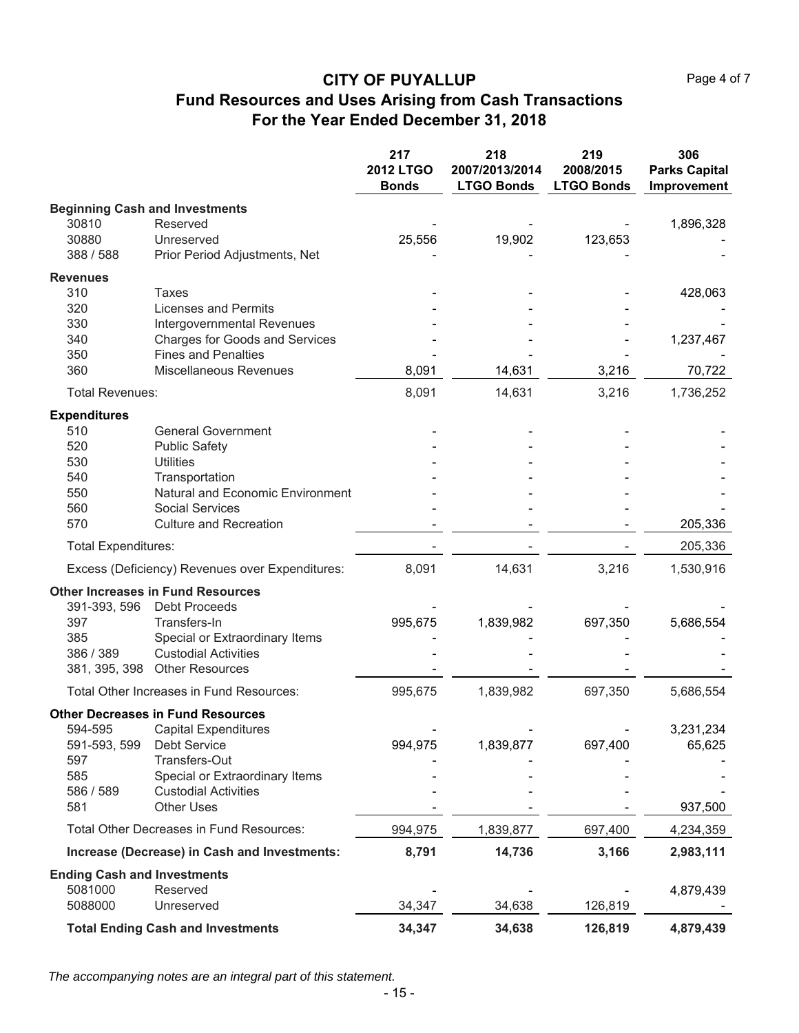# CITY OF PUYALLUP

## Fund Resources and Uses Arising from Cash Transactions

## For the Year Ended December 31, 2018

| | | 217 2012 LTGO Bonds | 218 2007/2013/2014 LTGO Bonds | 219 2008/2015 LTGO Bonds | 306 Parks Capital Improvement |
|---|---|---|---|---|---|
| **Beginning Cash and Investments** | | | | | |
| 30810 | Reserved | - | - | - | 1,896,328 |
| 30880 | Unreserved | 25,556 | 19,902 | 123,653 | - |
| 388 / 588 | Prior Period Adjustments, Net | - | - | - | - |
| **Revenues** | | | | | |
| 310 | Taxes | - | - | - | 428,063 |
| 320 | Licenses and Permits | - | - | - | - |
| 330 | Intergovernmental Revenues | - | - | - | - |
| 340 | Charges for Goods and Services | - | - | - | 1,237,467 |
| 350 | Fines and Penalties | - | - | - | - |
| 360 | Miscellaneous Revenues | 8,091 | 14,631 | 3,216 | 70,722 |
| Total Revenues: | | 8,091 | 14,631 | 3,216 | 1,736,252 |
| **Expenditures** | | | | | |
| 510 | General Government | - | - | - | - |
| 520 | Public Safety | - | - | - | - |
| 530 | Utilities | - | - | - | - |
| 540 | Transportation | - | - | - | - |
| 550 | Natural and Economic Environment | - | - | - | - |
| 560 | Social Services | - | - | - | - |
| 570 | Culture and Recreation | - | - | - | 205,336 |
| Total Expenditures: | | - | - | - | 205,336 |
| Excess (Deficiency) Revenues over Expenditures: | | 8,091 | 14,631 | 3,216 | 1,530,916 |
| **Other Increases in Fund Resources** | | | | | |
| 391-393, 596 | Debt Proceeds | - | - | - | - |
| 397 | Transfers-In | 995,675 | 1,839,982 | 697,350 | 5,686,554 |
| 385 | Special or Extraordinary Items | - | - | - | - |
| 386 / 389 | Custodial Activities | - | - | - | - |
| 381, 395, 398 | Other Resources | - | - | - | - |
| Total Other Increases in Fund Resources: | | 995,675 | 1,839,982 | 697,350 | 5,686,554 |
| **Other Decreases in Fund Resources** | | | | | |
| 594-595 | Capital Expenditures | - | - | - | 3,231,234 |
| 591-593, 599 | Debt Service | 994,975 | 1,839,877 | 697,400 | 65,625 |
| 597 | Transfers-Out | - | - | - | - |
| 585 | Special or Extraordinary Items | - | - | - | - |
| 586 / 589 | Custodial Activities | - | - | - | - |
| 581 | Other Uses | - | - | - | 937,500 |
| Total Other Decreases in Fund Resources: | | 994,975 | 1,839,877 | 697,400 | 4,234,359 |
| **Increase (Decrease) in Cash and Investments:** | | **8,791** | **14,736** | **3,166** | **2,983,111** |
| **Ending Cash and Investments** | | | | | |
| 5081000 | Reserved | - | - | - | 4,879,439 |
| 5088000 | Unreserved | 34,347 | 34,638 | 126,819 | - |
| **Total Ending Cash and Investments** | | **34,347** | **34,638** | **126,819** | **4,879,439** |

*The accompanying notes are an integral part of this statement.*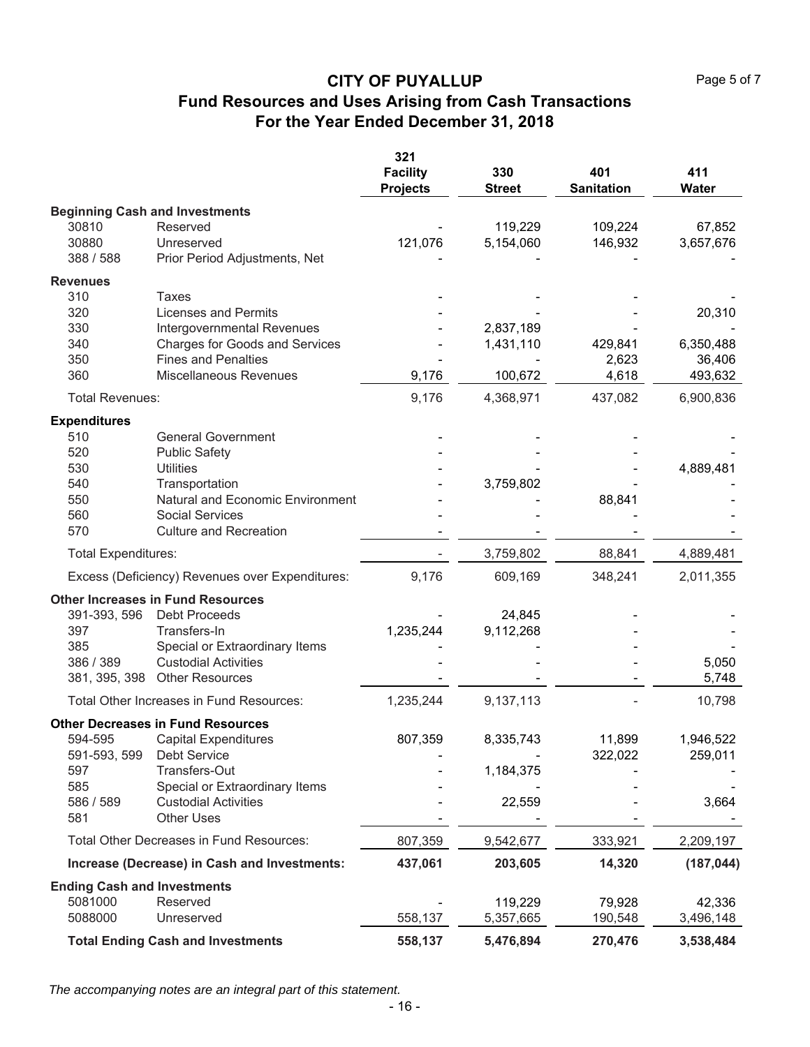# CITY OF PUYALLUP

## Fund Resources and Uses Arising from Cash Transactions

## For the Year Ended December 31, 2018

| | | 321 Facility Projects | 330 Street | 401 Sanitation | 411 Water |
|---|---|---|---|---|---|
| **Beginning Cash and Investments** | | | | | |
| 30810 | Reserved | - | 119,229 | 109,224 | 67,852 |
| 30880 | Unreserved | 121,076 | 5,154,060 | 146,932 | 3,657,676 |
| 388 / 588 | Prior Period Adjustments, Net | - | - | - | - |
| **Revenues** | | | | | |
| 310 | Taxes | - | - | - | - |
| 320 | Licenses and Permits | - | - | - | 20,310 |
| 330 | Intergovernmental Revenues | - | 2,837,189 | - | - |
| 340 | Charges for Goods and Services | - | 1,431,110 | 429,841 | 6,350,488 |
| 350 | Fines and Penalties | - | - | 2,623 | 36,406 |
| 360 | Miscellaneous Revenues | 9,176 | 100,672 | 4,618 | 493,632 |
| Total Revenues: | | 9,176 | 4,368,971 | 437,082 | 6,900,836 |
| **Expenditures** | | | | | |
| 510 | General Government | - | - | - | - |
| 520 | Public Safety | - | - | - | - |
| 530 | Utilities | - | - | - | 4,889,481 |
| 540 | Transportation | - | 3,759,802 | - | - |
| 550 | Natural and Economic Environment | - | - | 88,841 | - |
| 560 | Social Services | - | - | - | - |
| 570 | Culture and Recreation | - | - | - | - |
| Total Expenditures: | | - | 3,759,802 | 88,841 | 4,889,481 |
| Excess (Deficiency) Revenues over Expenditures: | | 9,176 | 609,169 | 348,241 | 2,011,355 |
| **Other Increases in Fund Resources** | | | | | |
| 391-393, 596 | Debt Proceeds | - | 24,845 | - | - |
| 397 | Transfers-In | 1,235,244 | 9,112,268 | - | - |
| 385 | Special or Extraordinary Items | - | - | - | - |
| 386 / 389 | Custodial Activities | - | - | - | 5,050 |
| 381, 395, 398 | Other Resources | - | - | - | 5,748 |
| Total Other Increases in Fund Resources: | | 1,235,244 | 9,137,113 | - | 10,798 |
| **Other Decreases in Fund Resources** | | | | | |
| 594-595 | Capital Expenditures | 807,359 | 8,335,743 | 11,899 | 1,946,522 |
| 591-593, 599 | Debt Service | - | - | 322,022 | 259,011 |
| 597 | Transfers-Out | - | 1,184,375 | - | - |
| 585 | Special or Extraordinary Items | - | - | - | - |
| 586 / 589 | Custodial Activities | - | 22,559 | - | 3,664 |
| 581 | Other Uses | - | - | - | - |
| Total Other Decreases in Fund Resources: | | 807,359 | 9,542,677 | 333,921 | 2,209,197 |
| **Increase (Decrease) in Cash and Investments:** | | **437,061** | **203,605** | **14,320** | **(187,044)** |
| **Ending Cash and Investments** | | | | | |
| 5081000 | Reserved | - | 119,229 | 79,928 | 42,336 |
| 5088000 | Unreserved | 558,137 | 5,357,665 | 190,548 | 3,496,148 |
| **Total Ending Cash and Investments** | | **558,137** | **5,476,894** | **270,476** | **3,538,484** |

*The accompanying notes are an integral part of this statement.*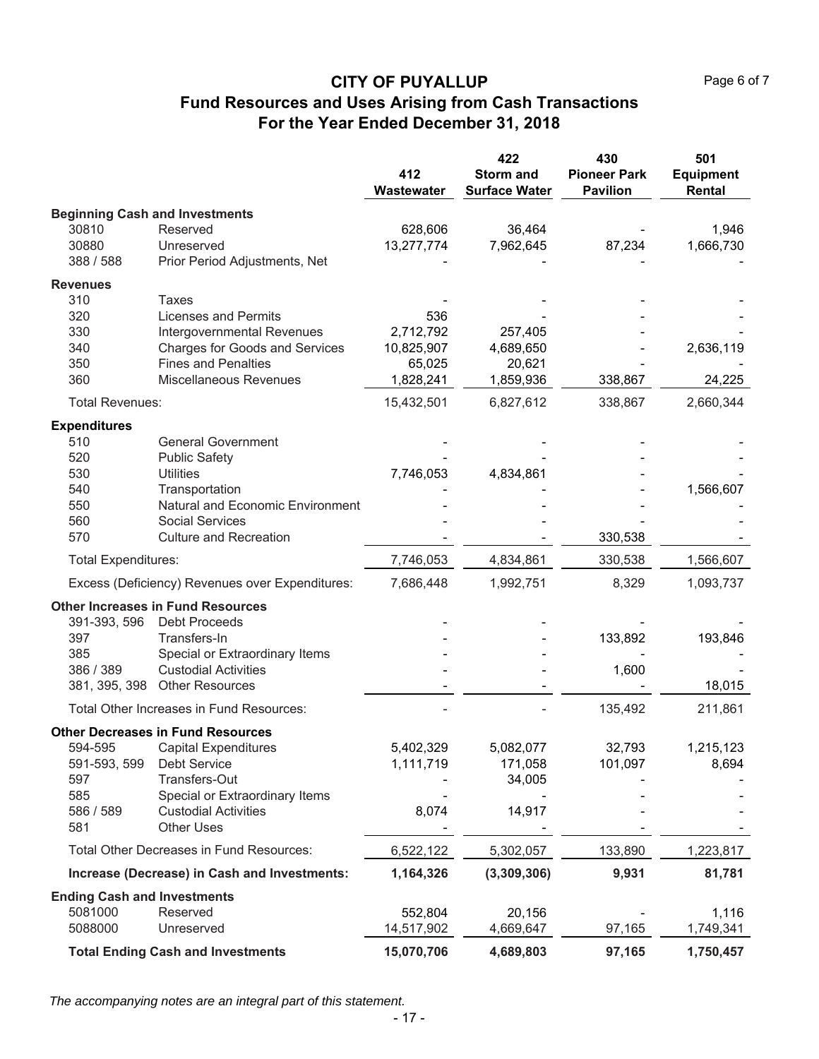# CITY OF PUYALLUP

## Fund Resources and Uses Arising from Cash Transactions

## For the Year Ended December 31, 2018

| | | 412 Wastewater | 422 Storm and Surface Water | 430 Pioneer Park Pavilion | 501 Equipment Rental |
|---|---|---|---|---|---|
| **Beginning Cash and Investments** | | | | | |
| 30810 | Reserved | 628,606 | 36,464 | - | 1,946 |
| 30880 | Unreserved | 13,277,774 | 7,962,645 | 87,234 | 1,666,730 |
| 388 / 588 | Prior Period Adjustments, Net | - | - | - | - |
| **Revenues** | | | | | |
| 310 | Taxes | - | - | - | - |
| 320 | Licenses and Permits | 536 | - | - | - |
| 330 | Intergovernmental Revenues | 2,712,792 | 257,405 | - | - |
| 340 | Charges for Goods and Services | 10,825,907 | 4,689,650 | - | 2,636,119 |
| 350 | Fines and Penalties | 65,025 | 20,621 | - | - |
| 360 | Miscellaneous Revenues | 1,828,241 | 1,859,936 | 338,867 | 24,225 |
| Total Revenues: | | 15,432,501 | 6,827,612 | 338,867 | 2,660,344 |
| **Expenditures** | | | | | |
| 510 | General Government | - | - | - | - |
| 520 | Public Safety | - | - | - | - |
| 530 | Utilities | 7,746,053 | 4,834,861 | - | - |
| 540 | Transportation | - | - | - | 1,566,607 |
| 550 | Natural and Economic Environment | - | - | - | - |
| 560 | Social Services | - | - | - | - |
| 570 | Culture and Recreation | - | - | 330,538 | - |
| Total Expenditures: | | 7,746,053 | 4,834,861 | 330,538 | 1,566,607 |
| Excess (Deficiency) Revenues over Expenditures: | | 7,686,448 | 1,992,751 | 8,329 | 1,093,737 |
| **Other Increases in Fund Resources** | | | | | |
| 391-393, 596 | Debt Proceeds | - | - | - | - |
| 397 | Transfers-In | - | - | 133,892 | 193,846 |
| 385 | Special or Extraordinary Items | - | - | - | - |
| 386 / 389 | Custodial Activities | - | - | 1,600 | - |
| 381, 395, 398 | Other Resources | - | - | - | 18,015 |
| Total Other Increases in Fund Resources: | | - | - | 135,492 | 211,861 |
| **Other Decreases in Fund Resources** | | | | | |
| 594-595 | Capital Expenditures | 5,402,329 | 5,082,077 | 32,793 | 1,215,123 |
| 591-593, 599 | Debt Service | 1,111,719 | 171,058 | 101,097 | 8,694 |
| 597 | Transfers-Out | - | 34,005 | - | - |
| 585 | Special or Extraordinary Items | - | - | - | - |
| 586 / 589 | Custodial Activities | 8,074 | 14,917 | - | - |
| 581 | Other Uses | - | - | - | - |
| Total Other Decreases in Fund Resources: | | 6,522,122 | 5,302,057 | 133,890 | 1,223,817 |
| **Increase (Decrease) in Cash and Investments:** | | **1,164,326** | **(3,309,306)** | **9,931** | **81,781** |
| **Ending Cash and Investments** | | | | | |
| 5081000 | Reserved | 552,804 | 20,156 | - | 1,116 |
| 5088000 | Unreserved | 14,517,902 | 4,669,647 | 97,165 | 1,749,341 |
| **Total Ending Cash and Investments** | | **15,070,706** | **4,689,803** | **97,165** | **1,750,457** |

*The accompanying notes are an integral part of this statement.*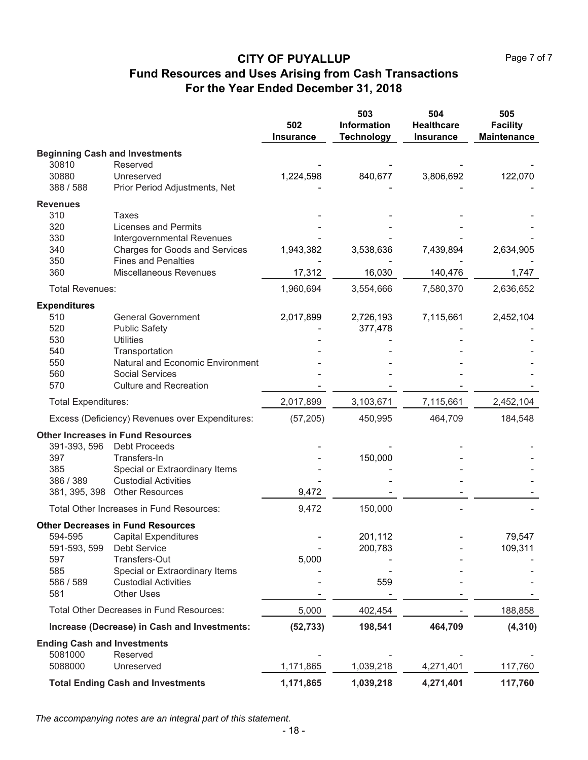# CITY OF PUYALLUP

## Fund Resources and Uses Arising from Cash Transactions

## For the Year Ended December 31, 2018

| | | 502 Insurance | 503 Information Technology | 504 Healthcare Insurance | 505 Facility Maintenance |
|---|---|---|---|---|---|
| **Beginning Cash and Investments** | | | | | |
| 30810 | Reserved | - | - | - | - |
| 30880 | Unreserved | 1,224,598 | 840,677 | 3,806,692 | 122,070 |
| 388 / 588 | Prior Period Adjustments, Net | - | - | - | - |
| **Revenues** | | | | | |
| 310 | Taxes | - | - | - | - |
| 320 | Licenses and Permits | - | - | - | - |
| 330 | Intergovernmental Revenues | - | - | - | - |
| 340 | Charges for Goods and Services | 1,943,382 | 3,538,636 | 7,439,894 | 2,634,905 |
| 350 | Fines and Penalties | - | - | - | - |
| 360 | Miscellaneous Revenues | 17,312 | 16,030 | 140,476 | 1,747 |
| Total Revenues: | | 1,960,694 | 3,554,666 | 7,580,370 | 2,636,652 |
| **Expenditures** | | | | | |
| 510 | General Government | 2,017,899 | 2,726,193 | 7,115,661 | 2,452,104 |
| 520 | Public Safety | - | 377,478 | - | - |
| 530 | Utilities | - | - | - | - |
| 540 | Transportation | - | - | - | - |
| 550 | Natural and Economic Environment | - | - | - | - |
| 560 | Social Services | - | - | - | - |
| 570 | Culture and Recreation | - | - | - | - |
| Total Expenditures: | | 2,017,899 | 3,103,671 | 7,115,661 | 2,452,104 |
| Excess (Deficiency) Revenues over Expenditures: | | (57,205) | 450,995 | 464,709 | 184,548 |
| **Other Increases in Fund Resources** | | | | | |
| 391-393, 596 | Debt Proceeds | - | - | - | - |
| 397 | Transfers-In | - | 150,000 | - | - |
| 385 | Special or Extraordinary Items | - | - | - | - |
| 386 / 389 | Custodial Activities | - | - | - | - |
| 381, 395, 398 | Other Resources | 9,472 | - | - | - |
| Total Other Increases in Fund Resources: | | 9,472 | 150,000 | - | - |
| **Other Decreases in Fund Resources** | | | | | |
| 594-595 | Capital Expenditures | - | 201,112 | - | 79,547 |
| 591-593, 599 | Debt Service | - | 200,783 | - | 109,311 |
| 597 | Transfers-Out | 5,000 | - | - | - |
| 585 | Special or Extraordinary Items | - | - | - | - |
| 586 / 589 | Custodial Activities | - | 559 | - | - |
| 581 | Other Uses | - | - | - | - |
| Total Other Decreases in Fund Resources: | | 5,000 | 402,454 | - | 188,858 |
| **Increase (Decrease) in Cash and Investments:** | | **(52,733)** | **198,541** | **464,709** | **(4,310)** |
| **Ending Cash and Investments** | | | | | |
| 5081000 | Reserved | - | - | - | - |
| 5088000 | Unreserved | 1,171,865 | 1,039,218 | 4,271,401 | 117,760 |
| **Total Ending Cash and Investments** | | **1,171,865** | **1,039,218** | **4,271,401** | **117,760** |

*The accompanying notes are an integral part of this statement.*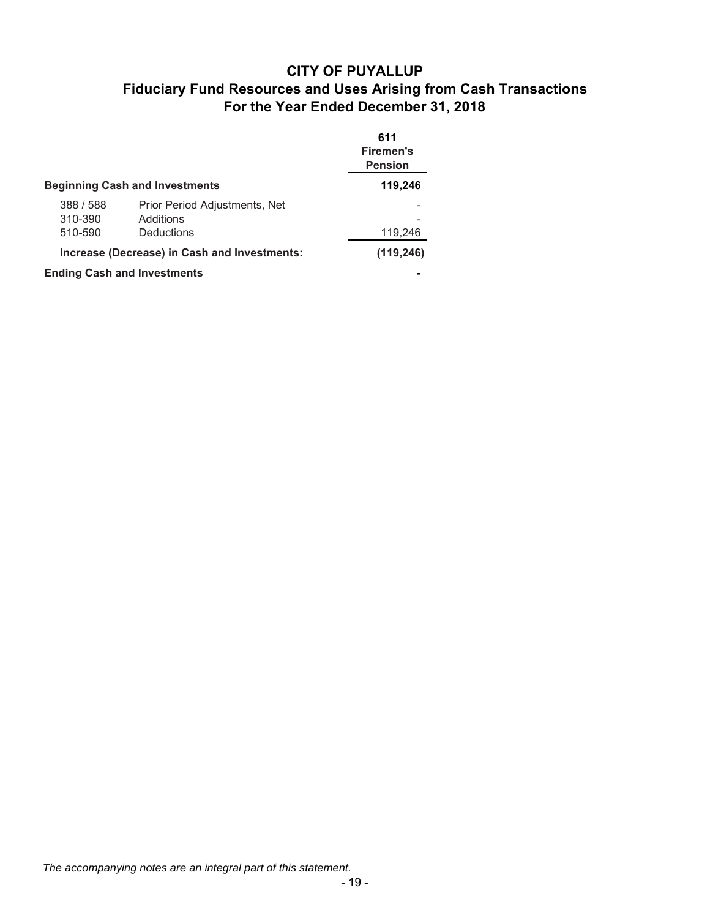# CITY OF PUYALLUP

## Fiduciary Fund Resources and Uses Arising from Cash Transactions

### For the Year Ended December 31, 2018

| | | 611 Firemen's Pension |
|---|---|---|
| **Beginning Cash and Investments** | | **119,246** |
| 388 / 588 | Prior Period Adjustments, Net | - |
| 310-390 | Additions | - |
| 510-590 | Deductions | 119,246 |
| **Increase (Decrease) in Cash and Investments:** | | **(119,246)** |
| **Ending Cash and Investments** | | **-** |

*The accompanying notes are an integral part of this statement.*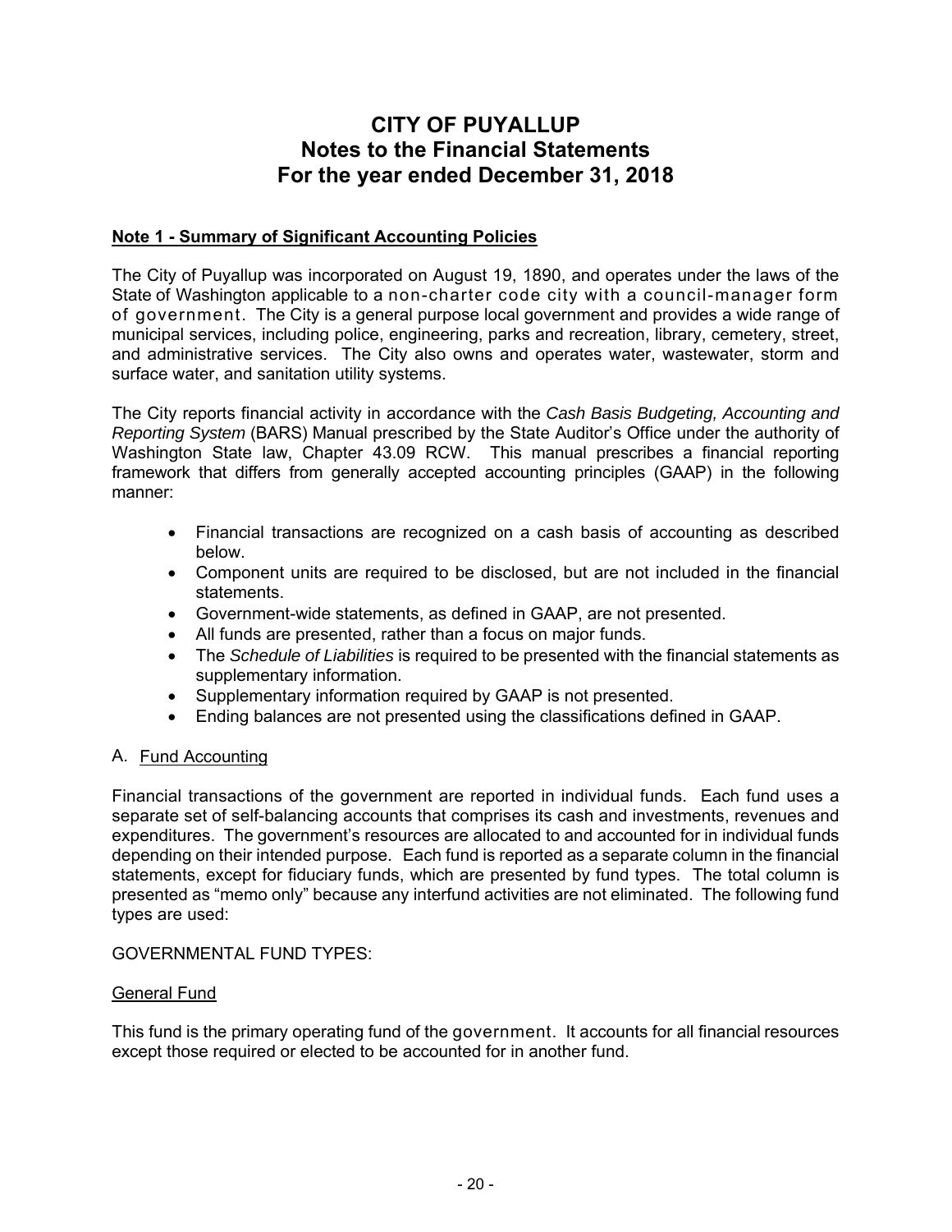# CITY OF PUYALLUP
## Notes to the Financial Statements
## For the year ended December 31, 2018

**Note 1 - Summary of Significant Accounting Policies**

The City of Puyallup was incorporated on August 19, 1890, and operates under the laws of the State of Washington applicable to a non-charter code city with a council-manager form of government. The City is a general purpose local government and provides a wide range of municipal services, including police, engineering, parks and recreation, library, cemetery, street, and administrative services. The City also owns and operates water, wastewater, storm and surface water, and sanitation utility systems.

The City reports financial activity in accordance with the *Cash Basis Budgeting, Accounting and Reporting System* (BARS) Manual prescribed by the State Auditor's Office under the authority of Washington State law, Chapter 43.09 RCW. This manual prescribes a financial reporting framework that differs from generally accepted accounting principles (GAAP) in the following manner:

- Financial transactions are recognized on a cash basis of accounting as described below.
- Component units are required to be disclosed, but are not included in the financial statements.
- Government-wide statements, as defined in GAAP, are not presented.
- All funds are presented, rather than a focus on major funds.
- The *Schedule of Liabilities* is required to be presented with the financial statements as supplementary information.
- Supplementary information required by GAAP is not presented.
- Ending balances are not presented using the classifications defined in GAAP.

A. Fund Accounting

Financial transactions of the government are reported in individual funds. Each fund uses a separate set of self-balancing accounts that comprises its cash and investments, revenues and expenditures. The government's resources are allocated to and accounted for in individual funds depending on their intended purpose. Each fund is reported as a separate column in the financial statements, except for fiduciary funds, which are presented by fund types. The total column is presented as "memo only" because any interfund activities are not eliminated. The following fund types are used:

GOVERNMENTAL FUND TYPES:

General Fund

This fund is the primary operating fund of the government. It accounts for all financial resources except those required or elected to be accounted for in another fund.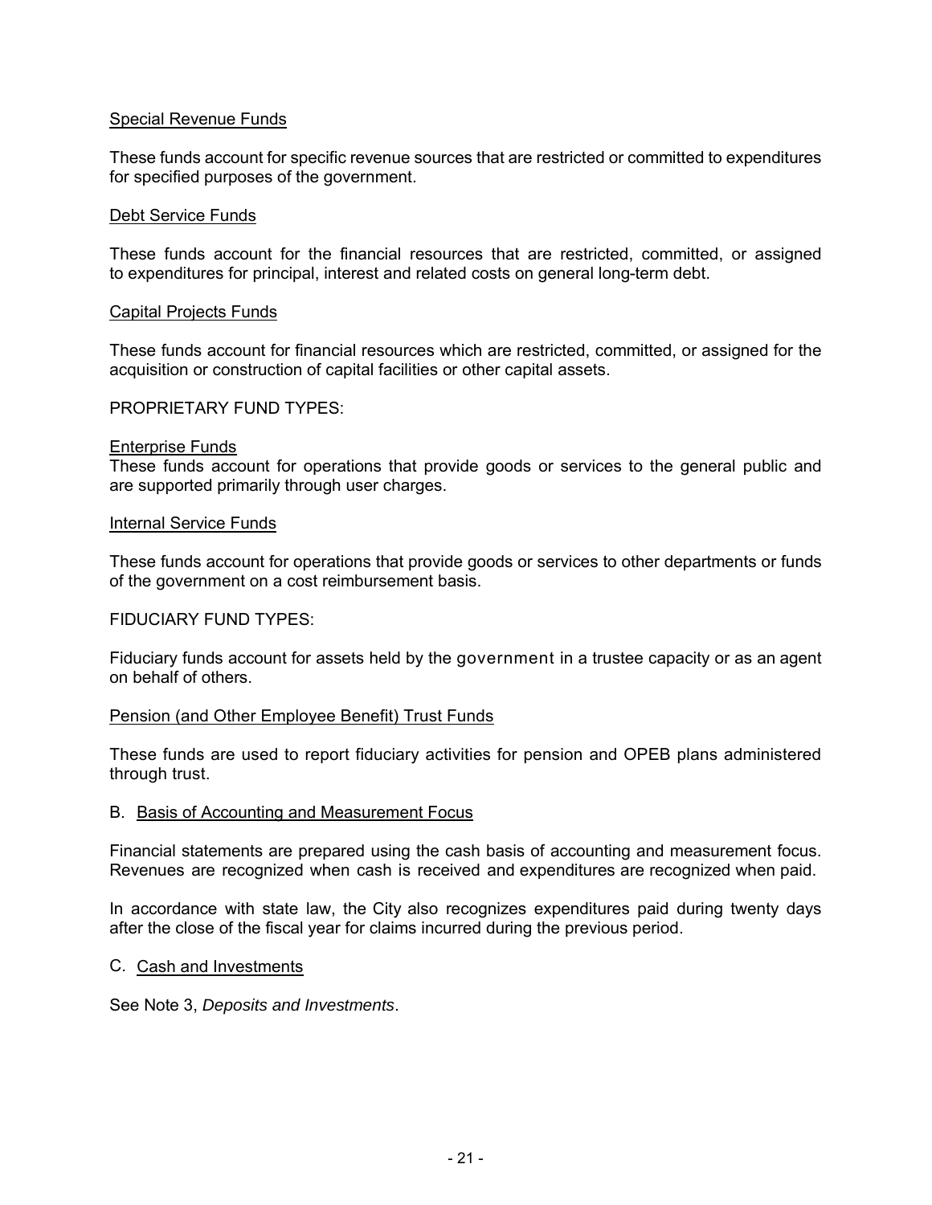Special Revenue Funds

These funds account for specific revenue sources that are restricted or committed to expenditures for specified purposes of the government.

Debt Service Funds

These funds account for the financial resources that are restricted, committed, or assigned to expenditures for principal, interest and related costs on general long-term debt.

Capital Projects Funds

These funds account for financial resources which are restricted, committed, or assigned for the acquisition or construction of capital facilities or other capital assets.

PROPRIETARY FUND TYPES:

Enterprise Funds

These funds account for operations that provide goods or services to the general public and are supported primarily through user charges.

Internal Service Funds

These funds account for operations that provide goods or services to other departments or funds of the government on a cost reimbursement basis.

FIDUCIARY FUND TYPES:

Fiduciary funds account for assets held by the government in a trustee capacity or as an agent on behalf of others.

Pension (and Other Employee Benefit) Trust Funds

These funds are used to report fiduciary activities for pension and OPEB plans administered through trust.

B. Basis of Accounting and Measurement Focus

Financial statements are prepared using the cash basis of accounting and measurement focus. Revenues are recognized when cash is received and expenditures are recognized when paid.

In accordance with state law, the City also recognizes expenditures paid during twenty days after the close of the fiscal year for claims incurred during the previous period.

C. Cash and Investments

See Note 3, *Deposits and Investments*.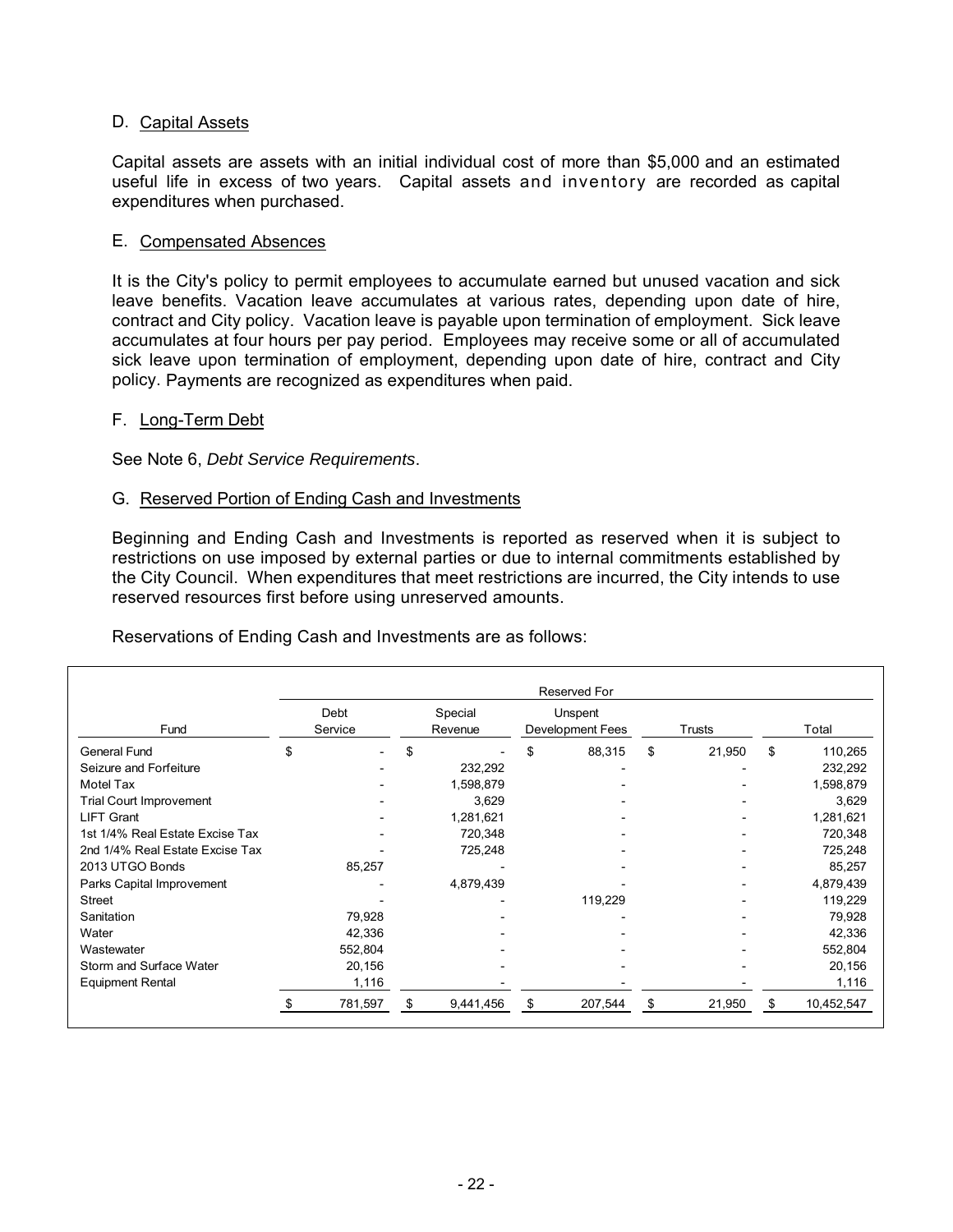D. Capital Assets

Capital assets are assets with an initial individual cost of more than $5,000 and an estimated useful life in excess of two years. Capital assets and inventory are recorded as capital expenditures when purchased.

E. Compensated Absences

It is the City's policy to permit employees to accumulate earned but unused vacation and sick leave benefits. Vacation leave accumulates at various rates, depending upon date of hire, contract and City policy. Vacation leave is payable upon termination of employment. Sick leave accumulates at four hours per pay period. Employees may receive some or all of accumulated sick leave upon termination of employment, depending upon date of hire, contract and City policy. Payments are recognized as expenditures when paid.

F. Long-Term Debt

See Note 6, *Debt Service Requirements*.

G. Reserved Portion of Ending Cash and Investments

Beginning and Ending Cash and Investments is reported as reserved when it is subject to restrictions on use imposed by external parties or due to internal commitments established by the City Council. When expenditures that meet restrictions are incurred, the City intends to use reserved resources first before using unreserved amounts.

Reservations of Ending Cash and Investments are as follows:

| | Reserved For | | | | |
|---|---|---|---|---|---|
| Fund | Debt Service | Special Revenue | Unspent Development Fees | Trusts | Total |
| General Fund | $ - | $ - | $ 88,315 | $ 21,950 | $ 110,265 |
| Seizure and Forfeiture | - | 232,292 | - | - | 232,292 |
| Motel Tax | - | 1,598,879 | - | - | 1,598,879 |
| Trial Court Improvement | - | 3,629 | - | - | 3,629 |
| LIFT Grant | - | 1,281,621 | - | - | 1,281,621 |
| 1st 1/4% Real Estate Excise Tax | - | 720,348 | - | - | 720,348 |
| 2nd 1/4% Real Estate Excise Tax | - | 725,248 | - | - | 725,248 |
| 2013 UTGO Bonds | 85,257 | - | - | - | 85,257 |
| Parks Capital Improvement | - | 4,879,439 | - | - | 4,879,439 |
| Street | - | - | 119,229 | - | 119,229 |
| Sanitation | 79,928 | - | - | - | 79,928 |
| Water | 42,336 | - | - | - | 42,336 |
| Wastewater | 552,804 | - | - | - | 552,804 |
| Storm and Surface Water | 20,156 | - | - | - | 20,156 |
| Equipment Rental | 1,116 | - | - | - | 1,116 |
| | $ 781,597 | $ 9,441,456 | $ 207,544 | $ 21,950 | $ 10,452,547 |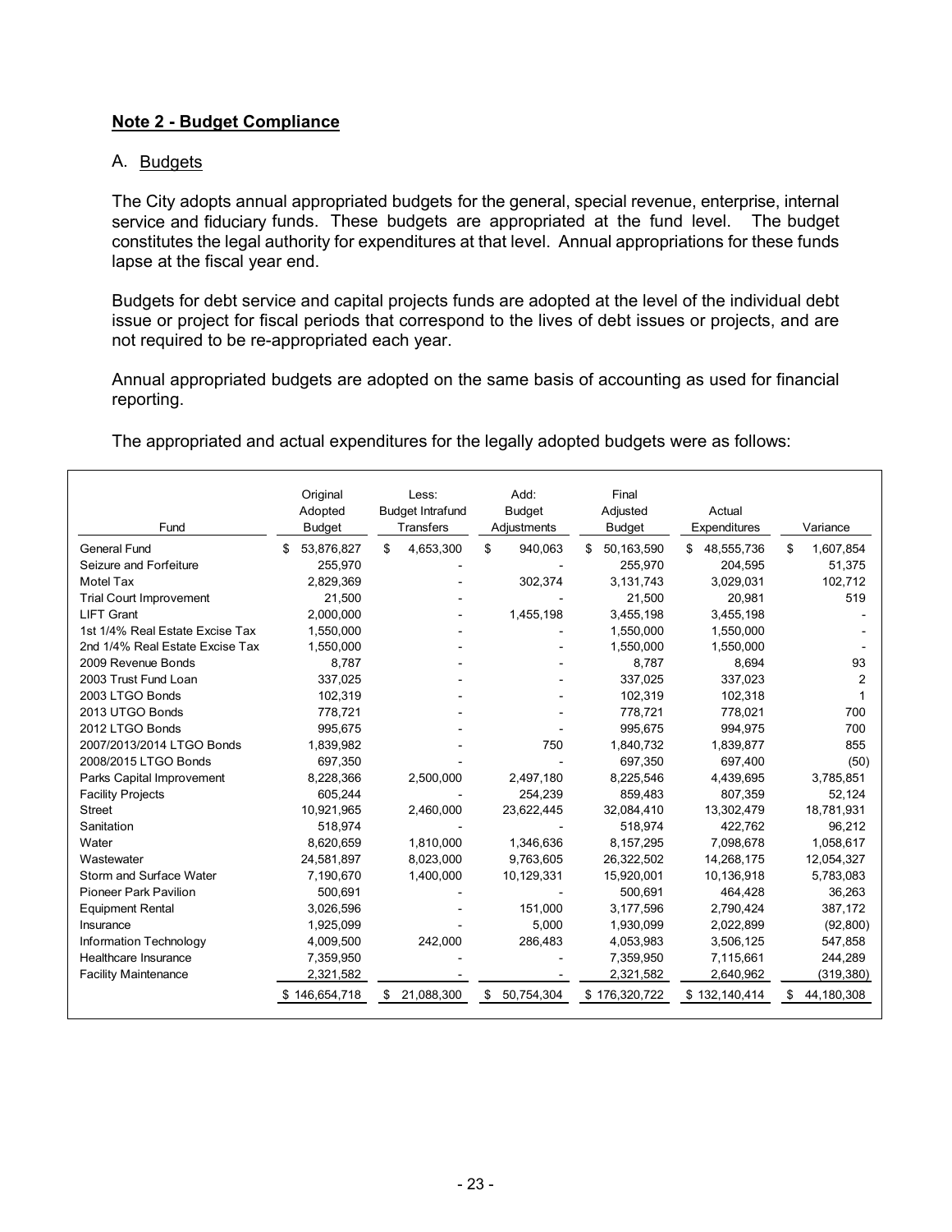## Note 2 - Budget Compliance

A. Budgets

The City adopts annual appropriated budgets for the general, special revenue, enterprise, internal service and fiduciary funds. These budgets are appropriated at the fund level. The budget constitutes the legal authority for expenditures at that level. Annual appropriations for these funds lapse at the fiscal year end.

Budgets for debt service and capital projects funds are adopted at the level of the individual debt issue or project for fiscal periods that correspond to the lives of debt issues or projects, and are not required to be re-appropriated each year.

Annual appropriated budgets are adopted on the same basis of accounting as used for financial reporting.

The appropriated and actual expenditures for the legally adopted budgets were as follows:

| Fund | Original Adopted Budget | Less: Budget Intrafund Transfers | Add: Budget Adjustments | Final Adjusted Budget | Actual Expenditures | Variance |
|---|---|---|---|---|---|---|
| General Fund | $ 53,876,827 | $ 4,653,300 | $ 940,063 | $ 50,163,590 | $ 48,555,736 | $ 1,607,854 |
| Seizure and Forfeiture | 255,970 | - | - | 255,970 | 204,595 | 51,375 |
| Motel Tax | 2,829,369 | - | 302,374 | 3,131,743 | 3,029,031 | 102,712 |
| Trial Court Improvement | 21,500 | - | - | 21,500 | 20,981 | 519 |
| LIFT Grant | 2,000,000 | - | 1,455,198 | 3,455,198 | 3,455,198 | - |
| 1st 1/4% Real Estate Excise Tax | 1,550,000 | - | - | 1,550,000 | 1,550,000 | - |
| 2nd 1/4% Real Estate Excise Tax | 1,550,000 | - | - | 1,550,000 | 1,550,000 | - |
| 2009 Revenue Bonds | 8,787 | - | - | 8,787 | 8,694 | 93 |
| 2003 Trust Fund Loan | 337,025 | - | - | 337,025 | 337,023 | 2 |
| 2003 LTGO Bonds | 102,319 | - | - | 102,319 | 102,318 | 1 |
| 2013 UTGO Bonds | 778,721 | - | - | 778,721 | 778,021 | 700 |
| 2012 LTGO Bonds | 995,675 | - | - | 995,675 | 994,975 | 700 |
| 2007/2013/2014 LTGO Bonds | 1,839,982 | - | 750 | 1,840,732 | 1,839,877 | 855 |
| 2008/2015 LTGO Bonds | 697,350 | - | - | 697,350 | 697,400 | (50) |
| Parks Capital Improvement | 8,228,366 | 2,500,000 | 2,497,180 | 8,225,546 | 4,439,695 | 3,785,851 |
| Facility Projects | 605,244 | - | 254,239 | 859,483 | 807,359 | 52,124 |
| Street | 10,921,965 | 2,460,000 | 23,622,445 | 32,084,410 | 13,302,479 | 18,781,931 |
| Sanitation | 518,974 | - | - | 518,974 | 422,762 | 96,212 |
| Water | 8,620,659 | 1,810,000 | 1,346,636 | 8,157,295 | 7,098,678 | 1,058,617 |
| Wastewater | 24,581,897 | 8,023,000 | 9,763,605 | 26,322,502 | 14,268,175 | 12,054,327 |
| Storm and Surface Water | 7,190,670 | 1,400,000 | 10,129,331 | 15,920,001 | 10,136,918 | 5,783,083 |
| Pioneer Park Pavilion | 500,691 | - | - | 500,691 | 464,428 | 36,263 |
| Equipment Rental | 3,026,596 | - | 151,000 | 3,177,596 | 2,790,424 | 387,172 |
| Insurance | 1,925,099 | - | 5,000 | 1,930,099 | 2,022,899 | (92,800) |
| Information Technology | 4,009,500 | 242,000 | 286,483 | 4,053,983 | 3,506,125 | 547,858 |
| Healthcare Insurance | 7,359,950 | - | - | 7,359,950 | 7,115,661 | 244,289 |
| Facility Maintenance | 2,321,582 | - | - | 2,321,582 | 2,640,962 | (319,380) |
| | $ 146,654,718 | $ 21,088,300 | $ 50,754,304 | $ 176,320,722 | $ 132,140,414 | $ 44,180,308 |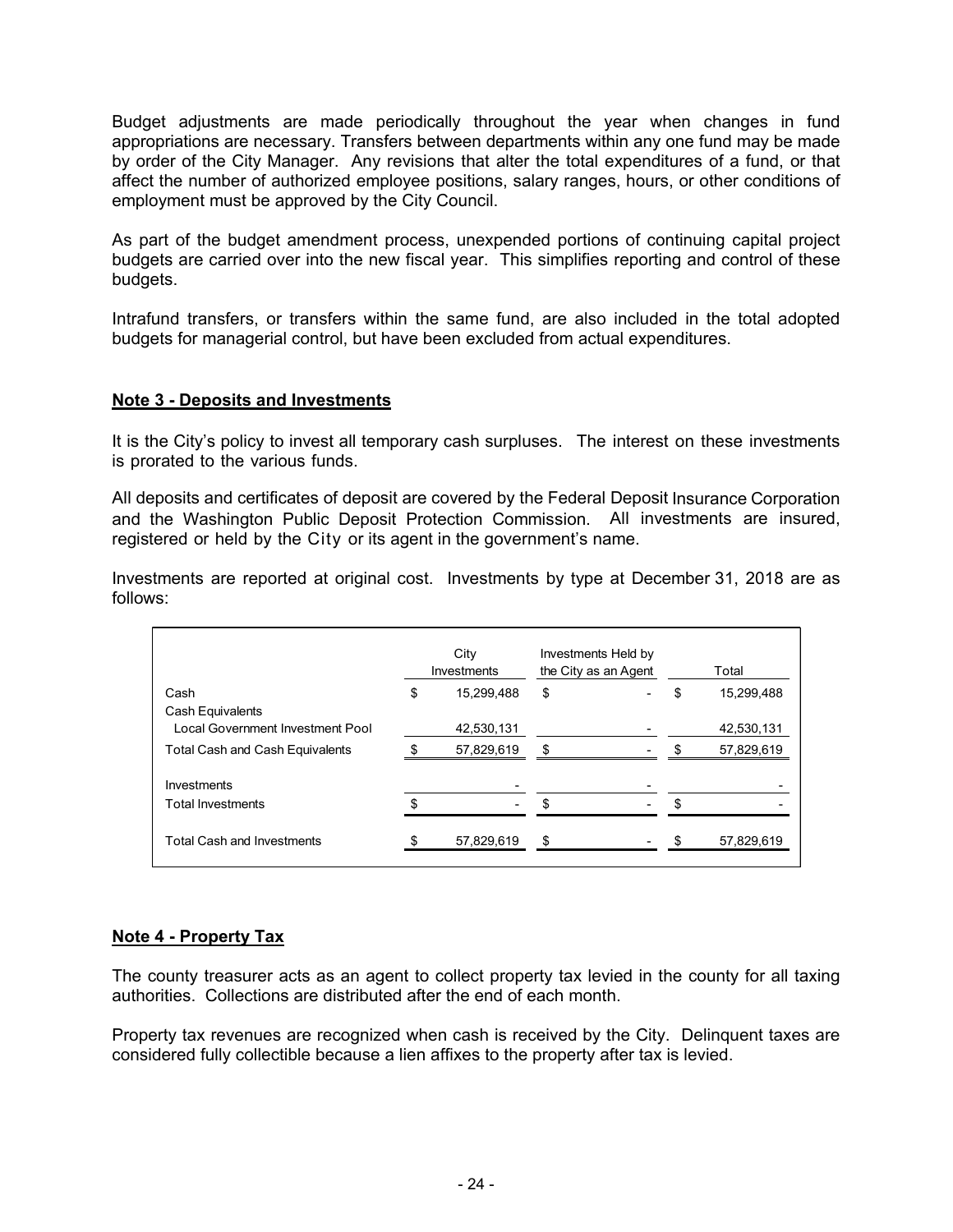Budget adjustments are made periodically throughout the year when changes in fund appropriations are necessary. Transfers between departments within any one fund may be made by order of the City Manager. Any revisions that alter the total expenditures of a fund, or that affect the number of authorized employee positions, salary ranges, hours, or other conditions of employment must be approved by the City Council.

As part of the budget amendment process, unexpended portions of continuing capital project budgets are carried over into the new fiscal year. This simplifies reporting and control of these budgets.

Intrafund transfers, or transfers within the same fund, are also included in the total adopted budgets for managerial control, but have been excluded from actual expenditures.

## Note 3 - Deposits and Investments

It is the City's policy to invest all temporary cash surpluses. The interest on these investments is prorated to the various funds.

All deposits and certificates of deposit are covered by the Federal Deposit Insurance Corporation and the Washington Public Deposit Protection Commission. All investments are insured, registered or held by the City or its agent in the government's name.

Investments are reported at original cost. Investments by type at December 31, 2018 are as follows:

| | City Investments | Investments Held by the City as an Agent | Total |
|---|---|---|---|
| Cash | $ 15,299,488 | $ - | $ 15,299,488 |
| Cash Equivalents | | | |
| Local Government Investment Pool | 42,530,131 | - | 42,530,131 |
| Total Cash and Cash Equivalents | $ 57,829,619 | $ - | $ 57,829,619 |
| Investments | - | - | - |
| Total Investments | $ - | $ - | $ - |
| Total Cash and Investments | $ 57,829,619 | $ - | $ 57,829,619 |

## Note 4 - Property Tax

The county treasurer acts as an agent to collect property tax levied in the county for all taxing authorities. Collections are distributed after the end of each month.

Property tax revenues are recognized when cash is received by the City. Delinquent taxes are considered fully collectible because a lien affixes to the property after tax is levied.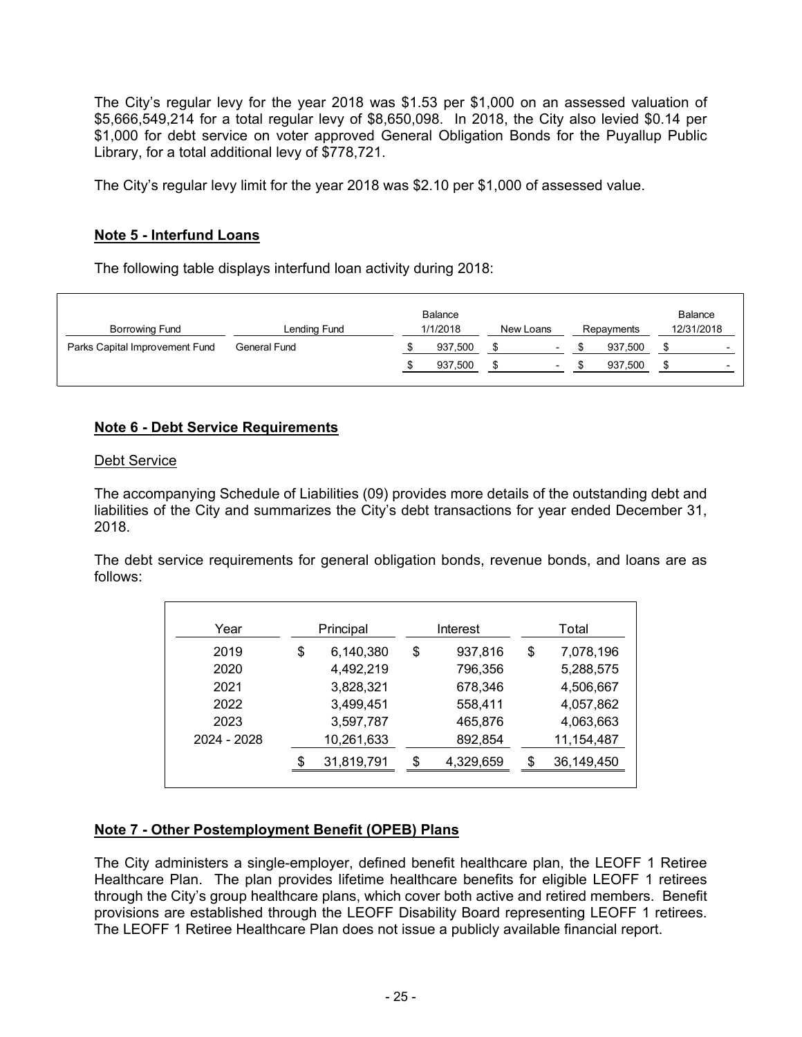The City's regular levy for the year 2018 was $1.53 per $1,000 on an assessed valuation of $5,666,549,214 for a total regular levy of $8,650,098. In 2018, the City also levied $0.14 per $1,000 for debt service on voter approved General Obligation Bonds for the Puyallup Public Library, for a total additional levy of $778,721.

The City's regular levy limit for the year 2018 was $2.10 per $1,000 of assessed value.

## Note 5 - Interfund Loans

The following table displays interfund loan activity during 2018:

| Borrowing Fund | Lending Fund | Balance 1/1/2018 | New Loans | Repayments | Balance 12/31/2018 |
|---|---|---|---|---|---|
| Parks Capital Improvement Fund | General Fund | $ 937,500 | $ - | $ 937,500 | $ - |
| | | $ 937,500 | $ - | $ 937,500 | $ - |

## Note 6 - Debt Service Requirements

Debt Service

The accompanying Schedule of Liabilities (09) provides more details of the outstanding debt and liabilities of the City and summarizes the City's debt transactions for year ended December 31, 2018.

The debt service requirements for general obligation bonds, revenue bonds, and loans are as follows:

| Year | Principal | Interest | Total |
|---|---|---|---|
| 2019 | $ 6,140,380 | $ 937,816 | $ 7,078,196 |
| 2020 | 4,492,219 | 796,356 | 5,288,575 |
| 2021 | 3,828,321 | 678,346 | 4,506,667 |
| 2022 | 3,499,451 | 558,411 | 4,057,862 |
| 2023 | 3,597,787 | 465,876 | 4,063,663 |
| 2024 - 2028 | 10,261,633 | 892,854 | 11,154,487 |
| | $ 31,819,791 | $ 4,329,659 | $ 36,149,450 |

## Note 7 - Other Postemployment Benefit (OPEB) Plans

The City administers a single-employer, defined benefit healthcare plan, the LEOFF 1 Retiree Healthcare Plan. The plan provides lifetime healthcare benefits for eligible LEOFF 1 retirees through the City's group healthcare plans, which cover both active and retired members. Benefit provisions are established through the LEOFF Disability Board representing LEOFF 1 retirees. The LEOFF 1 Retiree Healthcare Plan does not issue a publicly available financial report.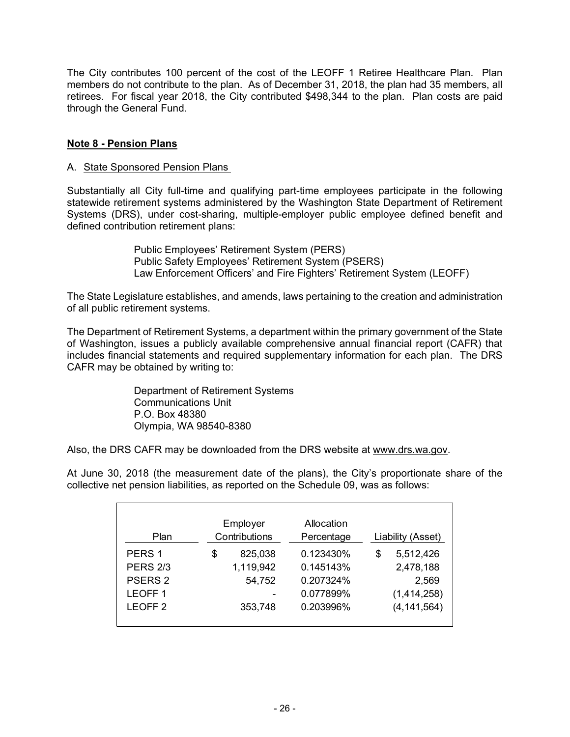The City contributes 100 percent of the cost of the LEOFF 1 Retiree Healthcare Plan. Plan members do not contribute to the plan. As of December 31, 2018, the plan had 35 members, all retirees. For fiscal year 2018, the City contributed $498,344 to the plan. Plan costs are paid through the General Fund.

## Note 8 - Pension Plans

A. State Sponsored Pension Plans

Substantially all City full-time and qualifying part-time employees participate in the following statewide retirement systems administered by the Washington State Department of Retirement Systems (DRS), under cost-sharing, multiple-employer public employee defined benefit and defined contribution retirement plans:

Public Employees' Retirement System (PERS)
Public Safety Employees' Retirement System (PSERS)
Law Enforcement Officers' and Fire Fighters' Retirement System (LEOFF)

The State Legislature establishes, and amends, laws pertaining to the creation and administration of all public retirement systems.

The Department of Retirement Systems, a department within the primary government of the State of Washington, issues a publicly available comprehensive annual financial report (CAFR) that includes financial statements and required supplementary information for each plan. The DRS CAFR may be obtained by writing to:

Department of Retirement Systems
Communications Unit
P.O. Box 48380
Olympia, WA 98540-8380

Also, the DRS CAFR may be downloaded from the DRS website at www.drs.wa.gov.

At June 30, 2018 (the measurement date of the plans), the City's proportionate share of the collective net pension liabilities, as reported on the Schedule 09, was as follows:

| Plan | Employer Contributions | Allocation Percentage | Liability (Asset) |
|---|---|---|---|
| PERS 1 | $ 825,038 | 0.123430% | $ 5,512,426 |
| PERS 2/3 | 1,119,942 | 0.145143% | 2,478,188 |
| PSERS 2 | 54,752 | 0.207324% | 2,569 |
| LEOFF 1 | - | 0.077899% | (1,414,258) |
| LEOFF 2 | 353,748 | 0.203996% | (4,141,564) |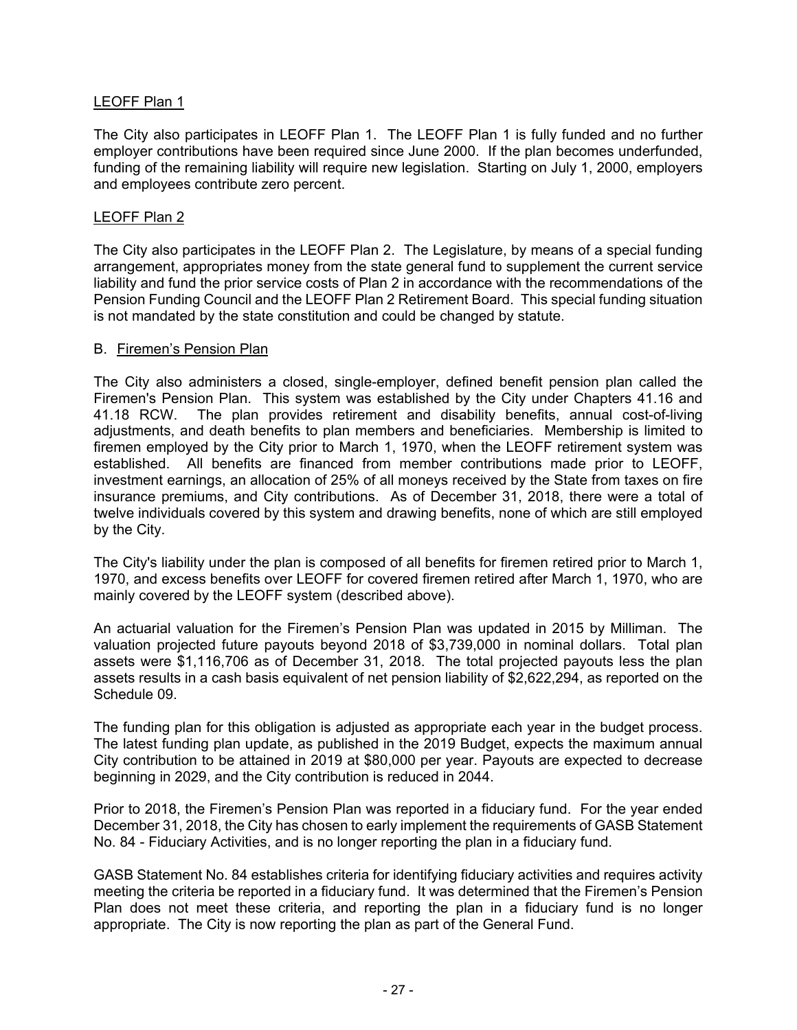LEOFF Plan 1

The City also participates in LEOFF Plan 1. The LEOFF Plan 1 is fully funded and no further employer contributions have been required since June 2000. If the plan becomes underfunded, funding of the remaining liability will require new legislation. Starting on July 1, 2000, employers and employees contribute zero percent.

LEOFF Plan 2

The City also participates in the LEOFF Plan 2. The Legislature, by means of a special funding arrangement, appropriates money from the state general fund to supplement the current service liability and fund the prior service costs of Plan 2 in accordance with the recommendations of the Pension Funding Council and the LEOFF Plan 2 Retirement Board. This special funding situation is not mandated by the state constitution and could be changed by statute.

B. Firemen's Pension Plan

The City also administers a closed, single-employer, defined benefit pension plan called the Firemen's Pension Plan. This system was established by the City under Chapters 41.16 and 41.18 RCW. The plan provides retirement and disability benefits, annual cost-of-living adjustments, and death benefits to plan members and beneficiaries. Membership is limited to firemen employed by the City prior to March 1, 1970, when the LEOFF retirement system was established. All benefits are financed from member contributions made prior to LEOFF, investment earnings, an allocation of 25% of all moneys received by the State from taxes on fire insurance premiums, and City contributions. As of December 31, 2018, there were a total of twelve individuals covered by this system and drawing benefits, none of which are still employed by the City.

The City's liability under the plan is composed of all benefits for firemen retired prior to March 1, 1970, and excess benefits over LEOFF for covered firemen retired after March 1, 1970, who are mainly covered by the LEOFF system (described above).

An actuarial valuation for the Firemen's Pension Plan was updated in 2015 by Milliman. The valuation projected future payouts beyond 2018 of $3,739,000 in nominal dollars. Total plan assets were $1,116,706 as of December 31, 2018. The total projected payouts less the plan assets results in a cash basis equivalent of net pension liability of $2,622,294, as reported on the Schedule 09.

The funding plan for this obligation is adjusted as appropriate each year in the budget process. The latest funding plan update, as published in the 2019 Budget, expects the maximum annual City contribution to be attained in 2019 at $80,000 per year. Payouts are expected to decrease beginning in 2029, and the City contribution is reduced in 2044.

Prior to 2018, the Firemen's Pension Plan was reported in a fiduciary fund. For the year ended December 31, 2018, the City has chosen to early implement the requirements of GASB Statement No. 84 - Fiduciary Activities, and is no longer reporting the plan in a fiduciary fund.

GASB Statement No. 84 establishes criteria for identifying fiduciary activities and requires activity meeting the criteria be reported in a fiduciary fund. It was determined that the Firemen's Pension Plan does not meet these criteria, and reporting the plan in a fiduciary fund is no longer appropriate. The City is now reporting the plan as part of the General Fund.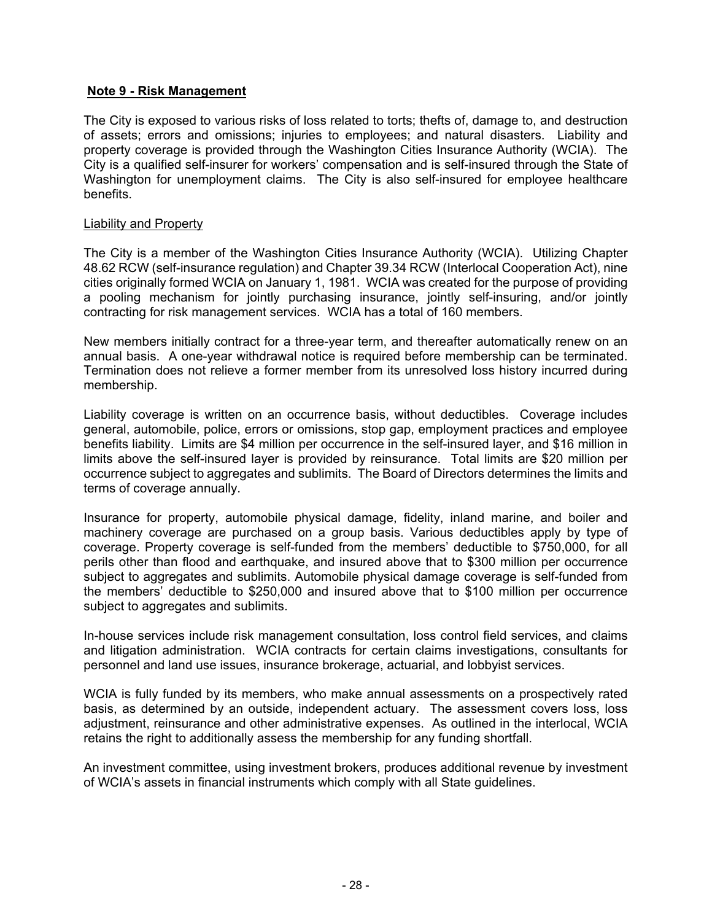## **Note 9 - Risk Management**

The City is exposed to various risks of loss related to torts; thefts of, damage to, and destruction of assets; errors and omissions; injuries to employees; and natural disasters. Liability and property coverage is provided through the Washington Cities Insurance Authority (WCIA). The City is a qualified self-insurer for workers' compensation and is self-insured through the State of Washington for unemployment claims. The City is also self-insured for employee healthcare benefits.

### Liability and Property

The City is a member of the Washington Cities Insurance Authority (WCIA). Utilizing Chapter 48.62 RCW (self-insurance regulation) and Chapter 39.34 RCW (Interlocal Cooperation Act), nine cities originally formed WCIA on January 1, 1981. WCIA was created for the purpose of providing a pooling mechanism for jointly purchasing insurance, jointly self-insuring, and/or jointly contracting for risk management services. WCIA has a total of 160 members.

New members initially contract for a three-year term, and thereafter automatically renew on an annual basis. A one-year withdrawal notice is required before membership can be terminated. Termination does not relieve a former member from its unresolved loss history incurred during membership.

Liability coverage is written on an occurrence basis, without deductibles. Coverage includes general, automobile, police, errors or omissions, stop gap, employment practices and employee benefits liability. Limits are $4 million per occurrence in the self-insured layer, and $16 million in limits above the self-insured layer is provided by reinsurance. Total limits are $20 million per occurrence subject to aggregates and sublimits. The Board of Directors determines the limits and terms of coverage annually.

Insurance for property, automobile physical damage, fidelity, inland marine, and boiler and machinery coverage are purchased on a group basis. Various deductibles apply by type of coverage. Property coverage is self-funded from the members' deductible to $750,000, for all perils other than flood and earthquake, and insured above that to $300 million per occurrence subject to aggregates and sublimits. Automobile physical damage coverage is self-funded from the members' deductible to $250,000 and insured above that to $100 million per occurrence subject to aggregates and sublimits.

In-house services include risk management consultation, loss control field services, and claims and litigation administration. WCIA contracts for certain claims investigations, consultants for personnel and land use issues, insurance brokerage, actuarial, and lobbyist services.

WCIA is fully funded by its members, who make annual assessments on a prospectively rated basis, as determined by an outside, independent actuary. The assessment covers loss, loss adjustment, reinsurance and other administrative expenses. As outlined in the interlocal, WCIA retains the right to additionally assess the membership for any funding shortfall.

An investment committee, using investment brokers, produces additional revenue by investment of WCIA's assets in financial instruments which comply with all State guidelines.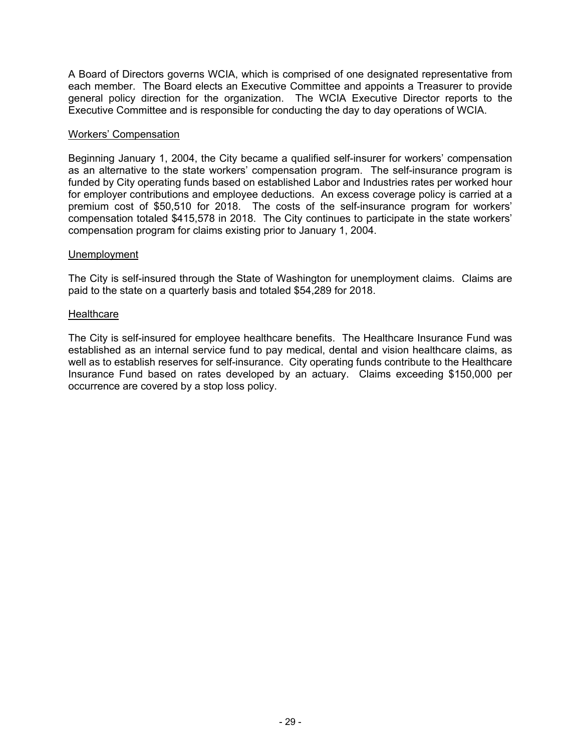A Board of Directors governs WCIA, which is comprised of one designated representative from each member. The Board elects an Executive Committee and appoints a Treasurer to provide general policy direction for the organization. The WCIA Executive Director reports to the Executive Committee and is responsible for conducting the day to day operations of WCIA.

### Workers' Compensation

Beginning January 1, 2004, the City became a qualified self-insurer for workers' compensation as an alternative to the state workers' compensation program. The self-insurance program is funded by City operating funds based on established Labor and Industries rates per worked hour for employer contributions and employee deductions. An excess coverage policy is carried at a premium cost of $50,510 for 2018. The costs of the self-insurance program for workers' compensation totaled $415,578 in 2018. The City continues to participate in the state workers' compensation program for claims existing prior to January 1, 2004.

### Unemployment

The City is self-insured through the State of Washington for unemployment claims. Claims are paid to the state on a quarterly basis and totaled $54,289 for 2018.

### Healthcare

The City is self-insured for employee healthcare benefits. The Healthcare Insurance Fund was established as an internal service fund to pay medical, dental and vision healthcare claims, as well as to establish reserves for self-insurance. City operating funds contribute to the Healthcare Insurance Fund based on rates developed by an actuary. Claims exceeding $150,000 per occurrence are covered by a stop loss policy.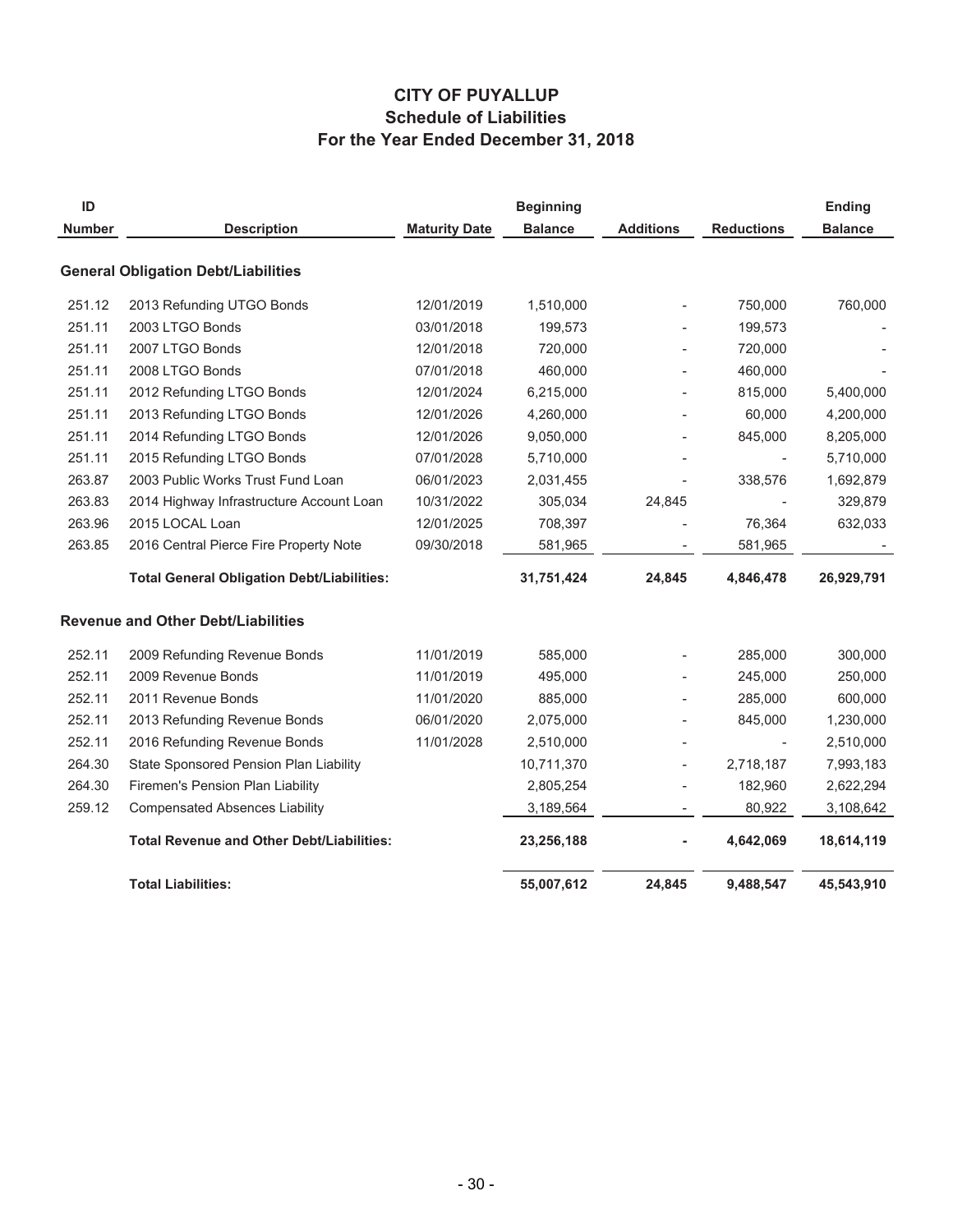# CITY OF PUYALLUP
## Schedule of Liabilities
## For the Year Ended December 31, 2018

| ID Number | Description | Maturity Date | Beginning Balance | Additions | Reductions | Ending Balance |
|---|---|---|---|---|---|---|
| **General Obligation Debt/Liabilities** | | | | | | |
| 251.12 | 2013 Refunding UTGO Bonds | 12/01/2019 | 1,510,000 | - | 750,000 | 760,000 |
| 251.11 | 2003 LTGO Bonds | 03/01/2018 | 199,573 | - | 199,573 | - |
| 251.11 | 2007 LTGO Bonds | 12/01/2018 | 720,000 | - | 720,000 | - |
| 251.11 | 2008 LTGO Bonds | 07/01/2018 | 460,000 | - | 460,000 | - |
| 251.11 | 2012 Refunding LTGO Bonds | 12/01/2024 | 6,215,000 | - | 815,000 | 5,400,000 |
| 251.11 | 2013 Refunding LTGO Bonds | 12/01/2026 | 4,260,000 | - | 60,000 | 4,200,000 |
| 251.11 | 2014 Refunding LTGO Bonds | 12/01/2026 | 9,050,000 | - | 845,000 | 8,205,000 |
| 251.11 | 2015 Refunding LTGO Bonds | 07/01/2028 | 5,710,000 | - | - | 5,710,000 |
| 263.87 | 2003 Public Works Trust Fund Loan | 06/01/2023 | 2,031,455 | - | 338,576 | 1,692,879 |
| 263.83 | 2014 Highway Infrastructure Account Loan | 10/31/2022 | 305,034 | 24,845 | - | 329,879 |
| 263.96 | 2015 LOCAL Loan | 12/01/2025 | 708,397 | - | 76,364 | 632,033 |
| 263.85 | 2016 Central Pierce Fire Property Note | 09/30/2018 | 581,965 | - | 581,965 | - |
| | **Total General Obligation Debt/Liabilities:** | | **31,751,424** | **24,845** | **4,846,478** | **26,929,791** |
| **Revenue and Other Debt/Liabilities** | | | | | | |
| 252.11 | 2009 Refunding Revenue Bonds | 11/01/2019 | 585,000 | - | 285,000 | 300,000 |
| 252.11 | 2009 Revenue Bonds | 11/01/2019 | 495,000 | - | 245,000 | 250,000 |
| 252.11 | 2011 Revenue Bonds | 11/01/2020 | 885,000 | - | 285,000 | 600,000 |
| 252.11 | 2013 Refunding Revenue Bonds | 06/01/2020 | 2,075,000 | - | 845,000 | 1,230,000 |
| 252.11 | 2016 Refunding Revenue Bonds | 11/01/2028 | 2,510,000 | - | - | 2,510,000 |
| 264.30 | State Sponsored Pension Plan Liability | | 10,711,370 | - | 2,718,187 | 7,993,183 |
| 264.30 | Firemen's Pension Plan Liability | | 2,805,254 | - | 182,960 | 2,622,294 |
| 259.12 | Compensated Absences Liability | | 3,189,564 | - | 80,922 | 3,108,642 |
| | **Total Revenue and Other Debt/Liabilities:** | | **23,256,188** | **-** | **4,642,069** | **18,614,119** |
| | **Total Liabilities:** | | **55,007,612** | **24,845** | **9,488,547** | **45,543,910** |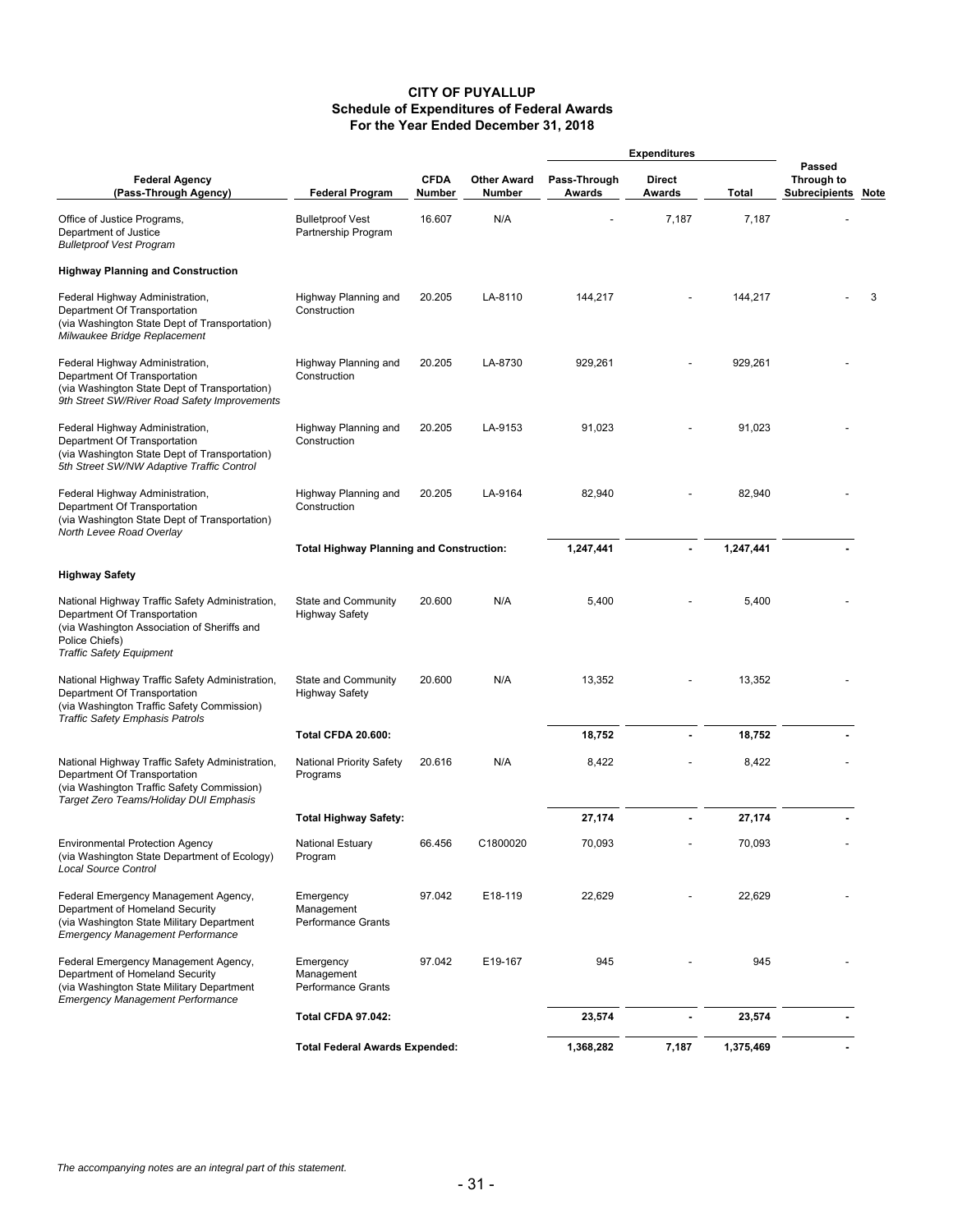# CITY OF PUYALLUP
## Schedule of Expenditures of Federal Awards
### For the Year Ended December 31, 2018

| Federal Agency (Pass-Through Agency) | Federal Program | CFDA Number | Other Award Number | Expenditures: Pass-Through Awards | Expenditures: Direct Awards | Expenditures: Total | Passed Through to Subrecipients | Note |
|---|---|---|---|---|---|---|---|---|
| Office of Justice Programs, Department of Justice *Bulletproof Vest Program* | Bulletproof Vest Partnership Program | 16.607 | N/A | - | 7,187 | 7,187 | - | |
| **Highway Planning and Construction** | | | | | | | | |
| Federal Highway Administration, Department Of Transportation (via Washington State Dept of Transportation) *Milwaukee Bridge Replacement* | Highway Planning and Construction | 20.205 | LA-8110 | 144,217 | - | 144,217 | - | 3 |
| Federal Highway Administration, Department Of Transportation (via Washington State Dept of Transportation) *9th Street SW/River Road Safety Improvements* | Highway Planning and Construction | 20.205 | LA-8730 | 929,261 | - | 929,261 | - | |
| Federal Highway Administration, Department Of Transportation (via Washington State Dept of Transportation) *5th Street SW/NW Adaptive Traffic Control* | Highway Planning and Construction | 20.205 | LA-9153 | 91,023 | - | 91,023 | - | |
| Federal Highway Administration, Department Of Transportation (via Washington State Dept of Transportation) *North Levee Road Overlay* | Highway Planning and Construction | 20.205 | LA-9164 | 82,940 | - | 82,940 | - | |
| | **Total Highway Planning and Construction:** | | | **1,247,441** | **-** | **1,247,441** | **-** | |
| **Highway Safety** | | | | | | | | |
| National Highway Traffic Safety Administration, Department Of Transportation (via Washington Association of Sheriffs and Police Chiefs) *Traffic Safety Equipment* | State and Community Highway Safety | 20.600 | N/A | 5,400 | - | 5,400 | - | |
| National Highway Traffic Safety Administration, Department Of Transportation (via Washington Traffic Safety Commission) *Traffic Safety Emphasis Patrols* | State and Community Highway Safety | 20.600 | N/A | 13,352 | - | 13,352 | - | |
| | **Total CFDA 20.600:** | | | **18,752** | **-** | **18,752** | **-** | |
| National Highway Traffic Safety Administration, Department Of Transportation (via Washington Traffic Safety Commission) *Target Zero Teams/Holiday DUI Emphasis* | National Priority Safety Programs | 20.616 | N/A | 8,422 | - | 8,422 | - | |
| | **Total Highway Safety:** | | | **27,174** | **-** | **27,174** | **-** | |
| Environmental Protection Agency (via Washington State Department of Ecology) *Local Source Control* | National Estuary Program | 66.456 | C1800020 | 70,093 | - | 70,093 | - | |
| Federal Emergency Management Agency, Department of Homeland Security (via Washington State Military Department *Emergency Management Performance* | Emergency Management Performance Grants | 97.042 | E18-119 | 22,629 | - | 22,629 | - | |
| Federal Emergency Management Agency, Department of Homeland Security (via Washington State Military Department *Emergency Management Performance* | Emergency Management Performance Grants | 97.042 | E19-167 | 945 | - | 945 | - | |
| | **Total CFDA 97.042:** | | | **23,574** | **-** | **23,574** | **-** | |
| | **Total Federal Awards Expended:** | | | **1,368,282** | **7,187** | **1,375,469** | **-** | |

*The accompanying notes are an integral part of this statement.*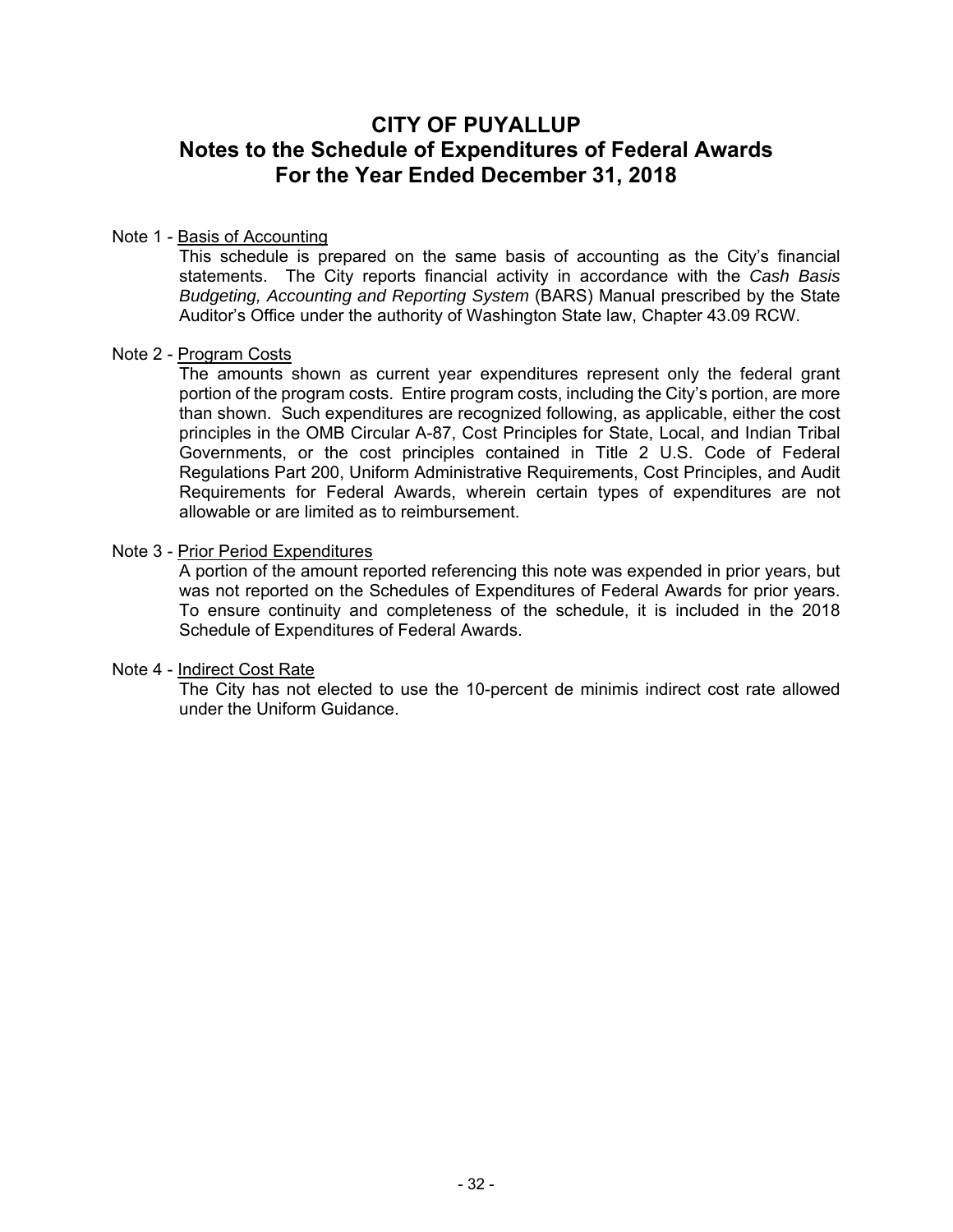# CITY OF PUYALLUP
## Notes to the Schedule of Expenditures of Federal Awards
## For the Year Ended December 31, 2018

Note 1 - Basis of Accounting

This schedule is prepared on the same basis of accounting as the City's financial statements. The City reports financial activity in accordance with the *Cash Basis Budgeting, Accounting and Reporting System* (BARS) Manual prescribed by the State Auditor's Office under the authority of Washington State law, Chapter 43.09 RCW.

Note 2 - Program Costs

The amounts shown as current year expenditures represent only the federal grant portion of the program costs. Entire program costs, including the City's portion, are more than shown. Such expenditures are recognized following, as applicable, either the cost principles in the OMB Circular A-87, Cost Principles for State, Local, and Indian Tribal Governments, or the cost principles contained in Title 2 U.S. Code of Federal Regulations Part 200, Uniform Administrative Requirements, Cost Principles, and Audit Requirements for Federal Awards, wherein certain types of expenditures are not allowable or are limited as to reimbursement.

Note 3 - Prior Period Expenditures

A portion of the amount reported referencing this note was expended in prior years, but was not reported on the Schedules of Expenditures of Federal Awards for prior years. To ensure continuity and completeness of the schedule, it is included in the 2018 Schedule of Expenditures of Federal Awards.

Note 4 - Indirect Cost Rate

The City has not elected to use the 10-percent de minimis indirect cost rate allowed under the Uniform Guidance.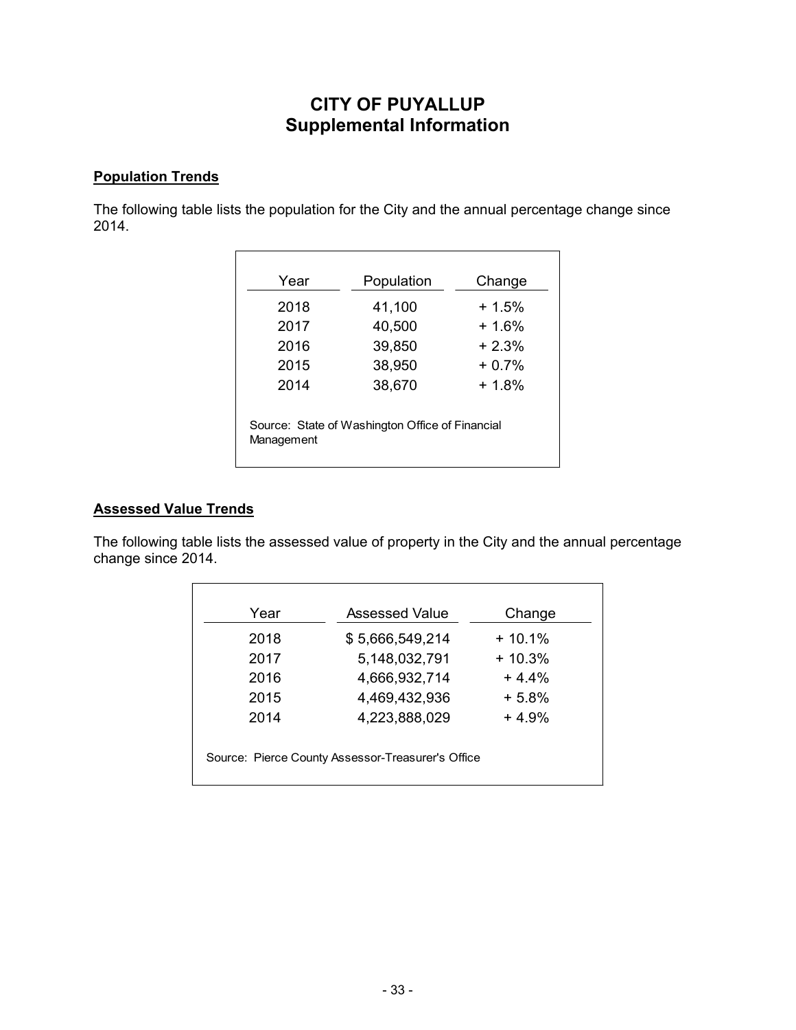# CITY OF PUYALLUP
## Supplemental Information

**Population Trends**

The following table lists the population for the City and the annual percentage change since 2014.

| Year | Population | Change |
|---|---|---|
| 2018 | 41,100 | + 1.5% |
| 2017 | 40,500 | + 1.6% |
| 2016 | 39,850 | + 2.3% |
| 2015 | 38,950 | + 0.7% |
| 2014 | 38,670 | + 1.8% |

Source: State of Washington Office of Financial Management

**Assessed Value Trends**

The following table lists the assessed value of property in the City and the annual percentage change since 2014.

| Year | Assessed Value | Change |
|---|---|---|
| 2018 | $ 5,666,549,214 | + 10.1% |
| 2017 | 5,148,032,791 | + 10.3% |
| 2016 | 4,666,932,714 | + 4.4% |
| 2015 | 4,469,432,936 | + 5.8% |
| 2014 | 4,223,888,029 | + 4.9% |

Source: Pierce County Assessor-Treasurer's Office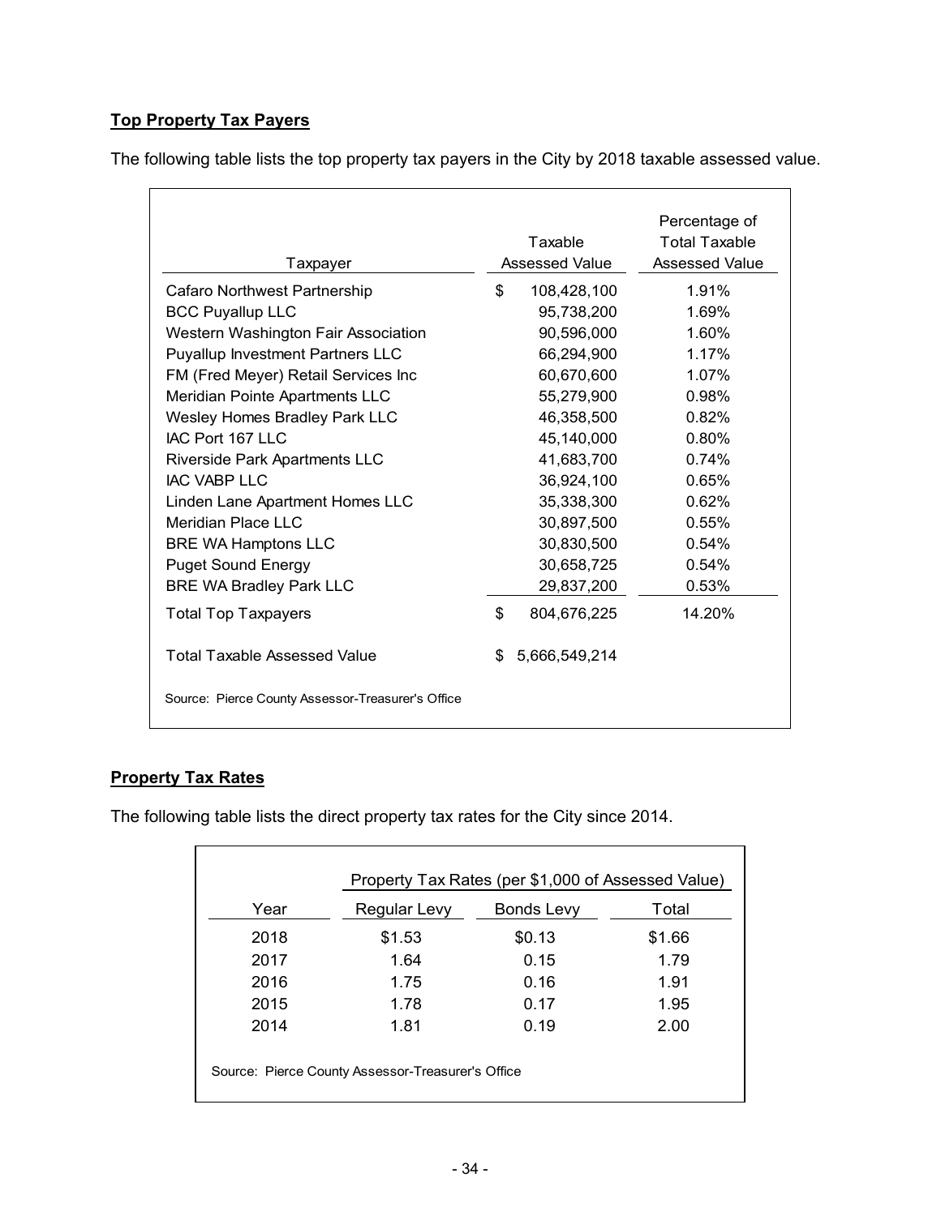## Top Property Tax Payers

The following table lists the top property tax payers in the City by 2018 taxable assessed value.

| Taxpayer | Taxable Assessed Value | Percentage of Total Taxable Assessed Value |
|---|---|---|
| Cafaro Northwest Partnership | $ 108,428,100 | 1.91% |
| BCC Puyallup LLC | 95,738,200 | 1.69% |
| Western Washington Fair Association | 90,596,000 | 1.60% |
| Puyallup Investment Partners LLC | 66,294,900 | 1.17% |
| FM (Fred Meyer) Retail Services Inc | 60,670,600 | 1.07% |
| Meridian Pointe Apartments LLC | 55,279,900 | 0.98% |
| Wesley Homes Bradley Park LLC | 46,358,500 | 0.82% |
| IAC Port 167 LLC | 45,140,000 | 0.80% |
| Riverside Park Apartments LLC | 41,683,700 | 0.74% |
| IAC VABP LLC | 36,924,100 | 0.65% |
| Linden Lane Apartment Homes LLC | 35,338,300 | 0.62% |
| Meridian Place LLC | 30,897,500 | 0.55% |
| BRE WA Hamptons LLC | 30,830,500 | 0.54% |
| Puget Sound Energy | 30,658,725 | 0.54% |
| BRE WA Bradley Park LLC | 29,837,200 | 0.53% |
| Total Top Taxpayers | $ 804,676,225 | 14.20% |
| Total Taxable Assessed Value | $ 5,666,549,214 | |

Source: Pierce County Assessor-Treasurer's Office

## Property Tax Rates

The following table lists the direct property tax rates for the City since 2014.

| | Property Tax Rates (per $1,000 of Assessed Value) | | |
|---|---|---|---|
| Year | Regular Levy | Bonds Levy | Total |
| 2018 | $1.53 | $0.13 | $1.66 |
| 2017 | 1.64 | 0.15 | 1.79 |
| 2016 | 1.75 | 0.16 | 1.91 |
| 2015 | 1.78 | 0.17 | 1.95 |
| 2014 | 1.81 | 0.19 | 2.00 |

Source: Pierce County Assessor-Treasurer's Office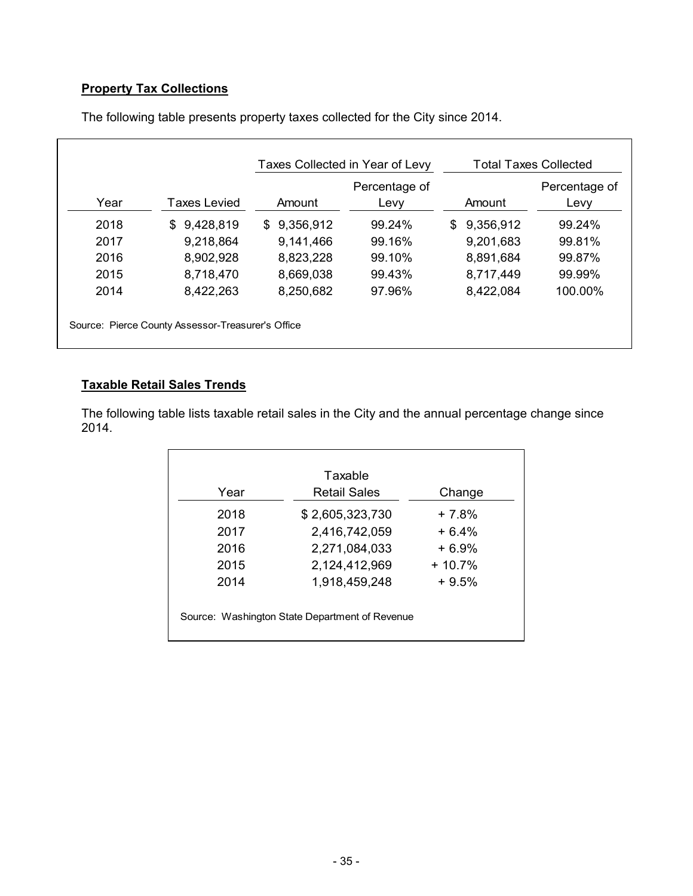## Property Tax Collections

The following table presents property taxes collected for the City since 2014.

| | | Taxes Collected in Year of Levy | | Total Taxes Collected | |
|---|---|---|---|---|---|
| Year | Taxes Levied | Amount | Percentage of Levy | Amount | Percentage of Levy |
| 2018 | $ 9,428,819 | $ 9,356,912 | 99.24% | $ 9,356,912 | 99.24% |
| 2017 | 9,218,864 | 9,141,466 | 99.16% | 9,201,683 | 99.81% |
| 2016 | 8,902,928 | 8,823,228 | 99.10% | 8,891,684 | 99.87% |
| 2015 | 8,718,470 | 8,669,038 | 99.43% | 8,717,449 | 99.99% |
| 2014 | 8,422,263 | 8,250,682 | 97.96% | 8,422,084 | 100.00% |

Source: Pierce County Assessor-Treasurer's Office

## Taxable Retail Sales Trends

The following table lists taxable retail sales in the City and the annual percentage change since 2014.

| Year | Taxable Retail Sales | Change |
|---|---|---|
| 2018 | $ 2,605,323,730 | + 7.8% |
| 2017 | 2,416,742,059 | + 6.4% |
| 2016 | 2,271,084,033 | + 6.9% |
| 2015 | 2,124,412,969 | + 10.7% |
| 2014 | 1,918,459,248 | + 9.5% |

Source: Washington State Department of Revenue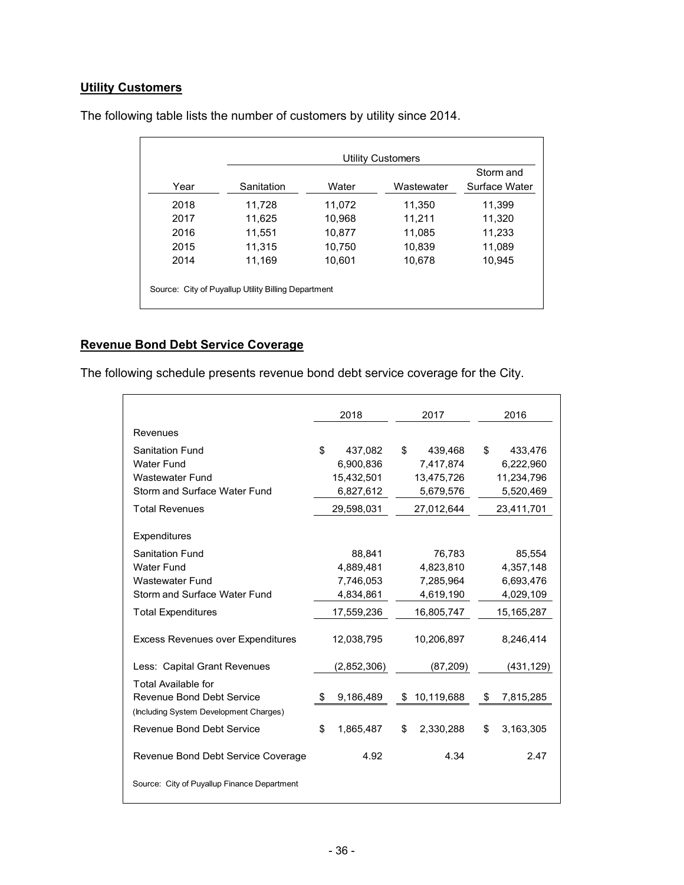**Utility Customers**

The following table lists the number of customers by utility since 2014.

| | Utility Customers | | | |
|---|---|---|---|---|
| Year | Sanitation | Water | Wastewater | Storm and Surface Water |
| 2018 | 11,728 | 11,072 | 11,350 | 11,399 |
| 2017 | 11,625 | 10,968 | 11,211 | 11,320 |
| 2016 | 11,551 | 10,877 | 11,085 | 11,233 |
| 2015 | 11,315 | 10,750 | 10,839 | 11,089 |
| 2014 | 11,169 | 10,601 | 10,678 | 10,945 |

Source: City of Puyallup Utility Billing Department

**Revenue Bond Debt Service Coverage**

The following schedule presents revenue bond debt service coverage for the City.

| | 2018 | 2017 | 2016 |
|---|---|---|---|
| Revenues | | | |
| Sanitation Fund | $ 437,082 | $ 439,468 | $ 433,476 |
| Water Fund | 6,900,836 | 7,417,874 | 6,222,960 |
| Wastewater Fund | 15,432,501 | 13,475,726 | 11,234,796 |
| Storm and Surface Water Fund | 6,827,612 | 5,679,576 | 5,520,469 |
| Total Revenues | 29,598,031 | 27,012,644 | 23,411,701 |
| Expenditures | | | |
| Sanitation Fund | 88,841 | 76,783 | 85,554 |
| Water Fund | 4,889,481 | 4,823,810 | 4,357,148 |
| Wastewater Fund | 7,746,053 | 7,285,964 | 6,693,476 |
| Storm and Surface Water Fund | 4,834,861 | 4,619,190 | 4,029,109 |
| Total Expenditures | 17,559,236 | 16,805,747 | 15,165,287 |
| Excess Revenues over Expenditures | 12,038,795 | 10,206,897 | 8,246,414 |
| Less: Capital Grant Revenues | (2,852,306) | (87,209) | (431,129) |
| Total Available for Revenue Bond Debt Service (Including System Development Charges) | $ 9,186,489 | $ 10,119,688 | $ 7,815,285 |
| Revenue Bond Debt Service | $ 1,865,487 | $ 2,330,288 | $ 3,163,305 |
| Revenue Bond Debt Service Coverage | 4.92 | 4.34 | 2.47 |

Source: City of Puyallup Finance Department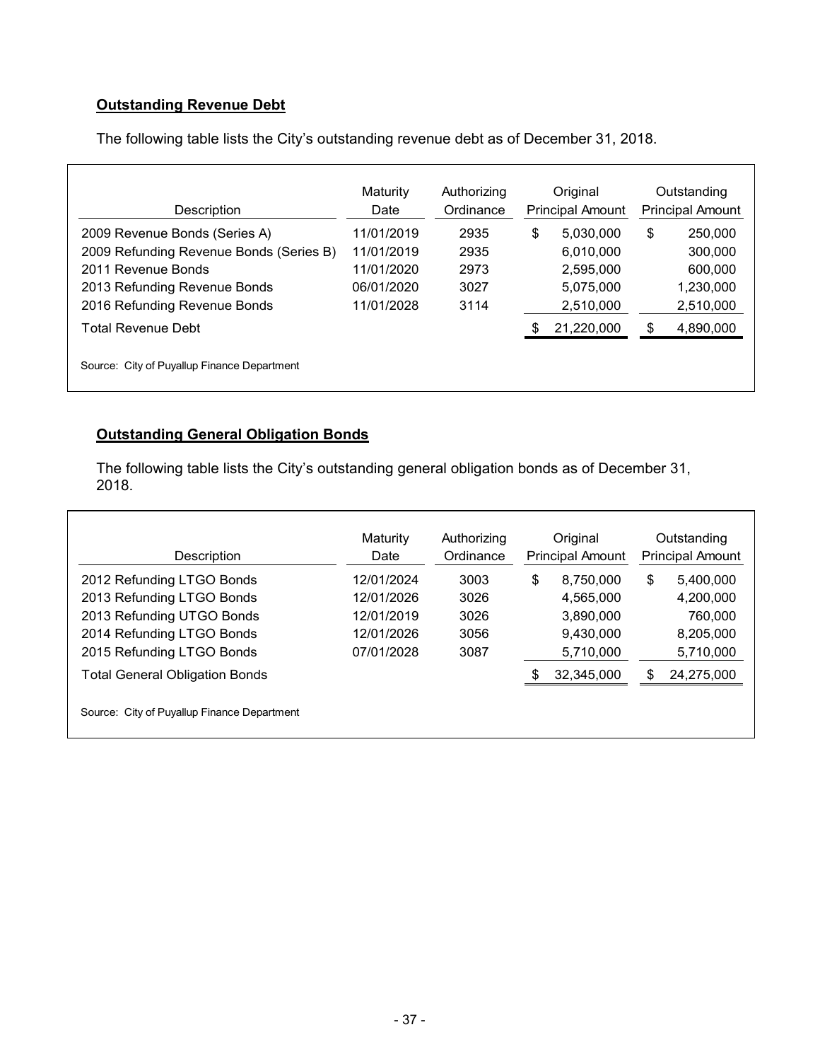**Outstanding Revenue Debt**

The following table lists the City's outstanding revenue debt as of December 31, 2018.

| Description | Maturity Date | Authorizing Ordinance | Original Principal Amount | Outstanding Principal Amount |
|---|---|---|---|---|
| 2009 Revenue Bonds (Series A) | 11/01/2019 | 2935 | $ 5,030,000 | $ 250,000 |
| 2009 Refunding Revenue Bonds (Series B) | 11/01/2019 | 2935 | 6,010,000 | 300,000 |
| 2011 Revenue Bonds | 11/01/2020 | 2973 | 2,595,000 | 600,000 |
| 2013 Refunding Revenue Bonds | 06/01/2020 | 3027 | 5,075,000 | 1,230,000 |
| 2016 Refunding Revenue Bonds | 11/01/2028 | 3114 | 2,510,000 | 2,510,000 |
| Total Revenue Debt | | | $ 21,220,000 | $ 4,890,000 |

Source: City of Puyallup Finance Department

**Outstanding General Obligation Bonds**

The following table lists the City's outstanding general obligation bonds as of December 31, 2018.

| Description | Maturity Date | Authorizing Ordinance | Original Principal Amount | Outstanding Principal Amount |
|---|---|---|---|---|
| 2012 Refunding LTGO Bonds | 12/01/2024 | 3003 | $ 8,750,000 | $ 5,400,000 |
| 2013 Refunding LTGO Bonds | 12/01/2026 | 3026 | 4,565,000 | 4,200,000 |
| 2013 Refunding UTGO Bonds | 12/01/2019 | 3026 | 3,890,000 | 760,000 |
| 2014 Refunding LTGO Bonds | 12/01/2026 | 3056 | 9,430,000 | 8,205,000 |
| 2015 Refunding LTGO Bonds | 07/01/2028 | 3087 | 5,710,000 | 5,710,000 |
| Total General Obligation Bonds | | | $ 32,345,000 | $ 24,275,000 |

Source: City of Puyallup Finance Department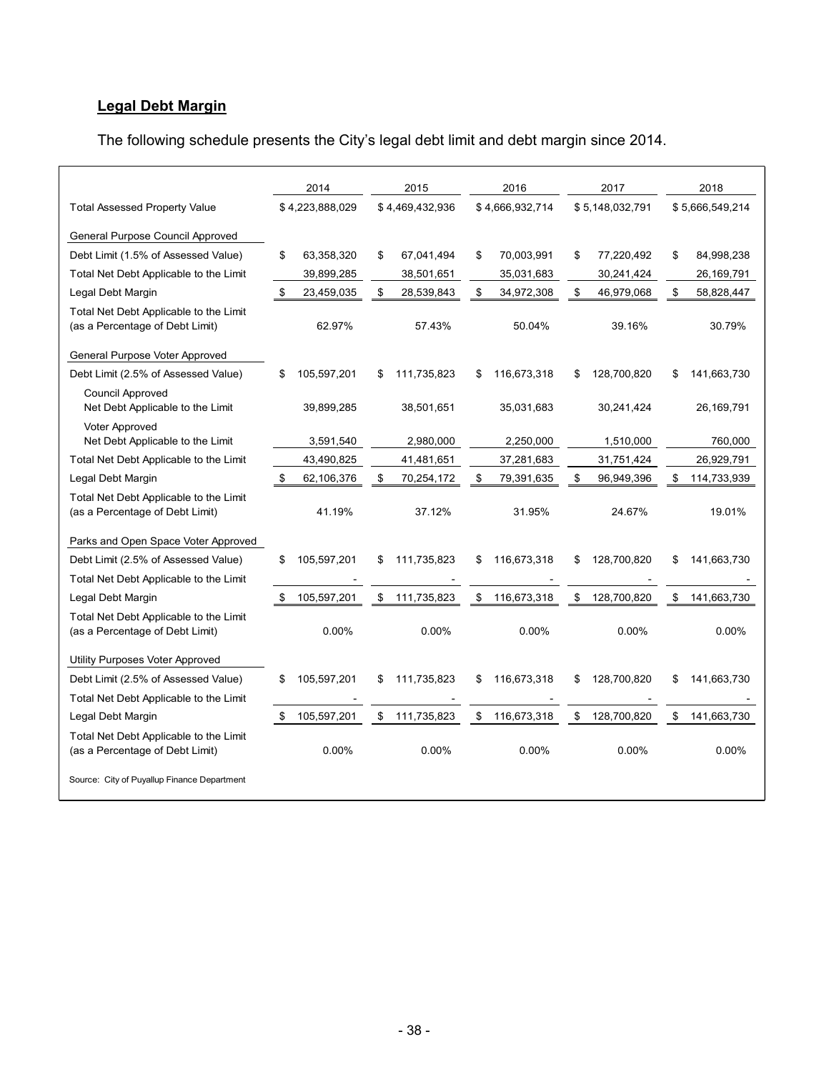## Legal Debt Margin

The following schedule presents the City's legal debt limit and debt margin since 2014.

| | 2014 | 2015 | 2016 | 2017 | 2018 |
|---|---|---|---|---|---|
| Total Assessed Property Value | $ 4,223,888,029 | $ 4,469,432,936 | $ 4,666,932,714 | $ 5,148,032,791 | $ 5,666,549,214 |
| **General Purpose Council Approved** | | | | | |
| Debt Limit (1.5% of Assessed Value) | $ 63,358,320 | $ 67,041,494 | $ 70,003,991 | $ 77,220,492 | $ 84,998,238 |
| Total Net Debt Applicable to the Limit | 39,899,285 | 38,501,651 | 35,031,683 | 30,241,424 | 26,169,791 |
| Legal Debt Margin | $ 23,459,035 | $ 28,539,843 | $ 34,972,308 | $ 46,979,068 | $ 58,828,447 |
| Total Net Debt Applicable to the Limit (as a Percentage of Debt Limit) | 62.97% | 57.43% | 50.04% | 39.16% | 30.79% |
| **General Purpose Voter Approved** | | | | | |
| Debt Limit (2.5% of Assessed Value) | $ 105,597,201 | $ 111,735,823 | $ 116,673,318 | $ 128,700,820 | $ 141,663,730 |
| Council Approved Net Debt Applicable to the Limit | 39,899,285 | 38,501,651 | 35,031,683 | 30,241,424 | 26,169,791 |
| Voter Approved Net Debt Applicable to the Limit | 3,591,540 | 2,980,000 | 2,250,000 | 1,510,000 | 760,000 |
| Total Net Debt Applicable to the Limit | 43,490,825 | 41,481,651 | 37,281,683 | 31,751,424 | 26,929,791 |
| Legal Debt Margin | $ 62,106,376 | $ 70,254,172 | $ 79,391,635 | $ 96,949,396 | $ 114,733,939 |
| Total Net Debt Applicable to the Limit (as a Percentage of Debt Limit) | 41.19% | 37.12% | 31.95% | 24.67% | 19.01% |
| **Parks and Open Space Voter Approved** | | | | | |
| Debt Limit (2.5% of Assessed Value) | $ 105,597,201 | $ 111,735,823 | $ 116,673,318 | $ 128,700,820 | $ 141,663,730 |
| Total Net Debt Applicable to the Limit | - | - | - | - | - |
| Legal Debt Margin | $ 105,597,201 | $ 111,735,823 | $ 116,673,318 | $ 128,700,820 | $ 141,663,730 |
| Total Net Debt Applicable to the Limit (as a Percentage of Debt Limit) | 0.00% | 0.00% | 0.00% | 0.00% | 0.00% |
| **Utility Purposes Voter Approved** | | | | | |
| Debt Limit (2.5% of Assessed Value) | $ 105,597,201 | $ 111,735,823 | $ 116,673,318 | $ 128,700,820 | $ 141,663,730 |
| Total Net Debt Applicable to the Limit | - | - | - | - | - |
| Legal Debt Margin | $ 105,597,201 | $ 111,735,823 | $ 116,673,318 | $ 128,700,820 | $ 141,663,730 |
| Total Net Debt Applicable to the Limit (as a Percentage of Debt Limit) | 0.00% | 0.00% | 0.00% | 0.00% | 0.00% |

Source: City of Puyallup Finance Department